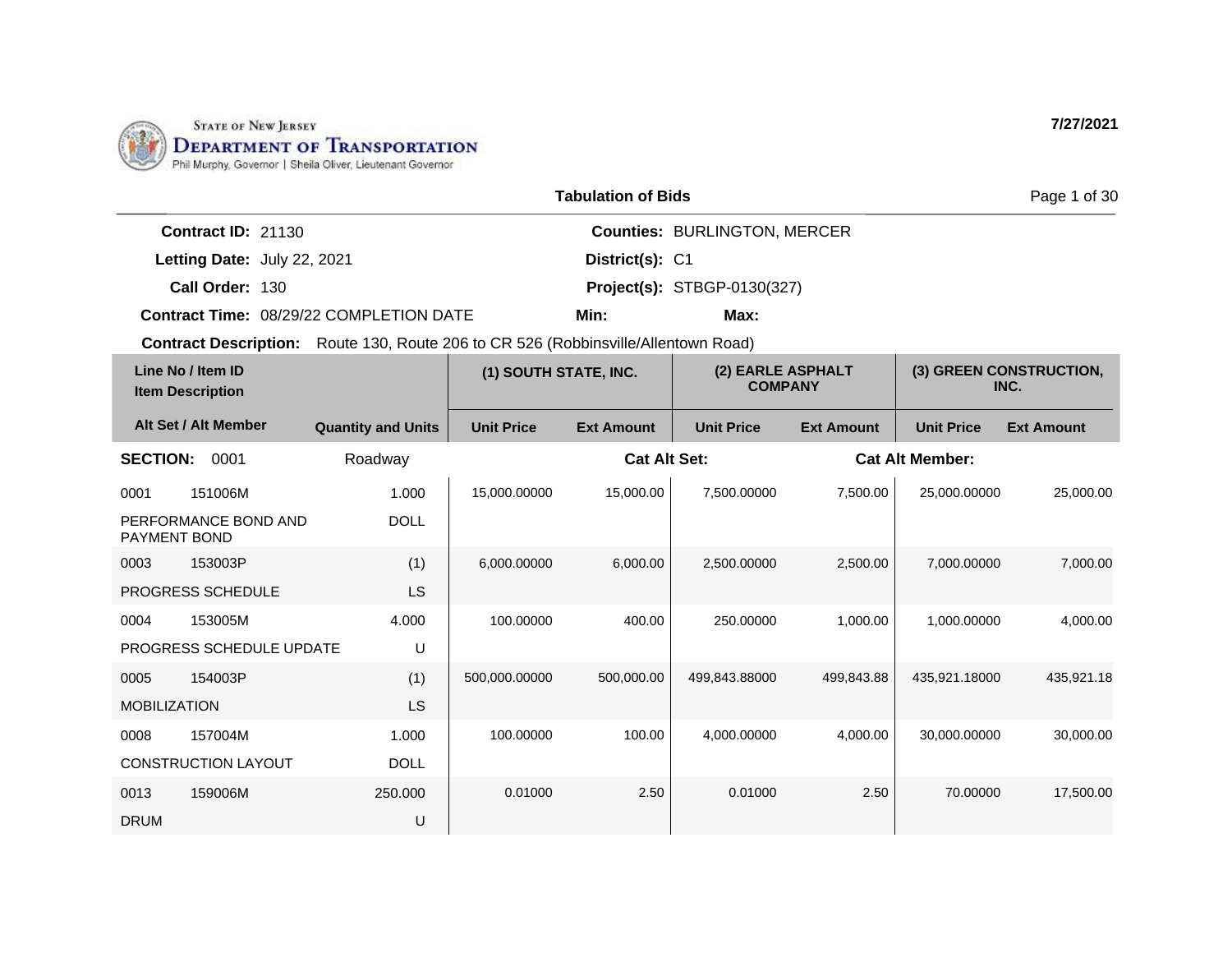STATE OF NEW JERSEY
**DEPARTMENT OF TRANSPORTATION**
Phil Murphy, Governor | Sheila Oliver, Lieutenant Governor

**7/27/2021**

## Tabulation of Bids

**Contract ID:** 21130
**Letting Date:** July 22, 2021
**Call Order:** 130
**Contract Time:** 08/29/22 COMPLETION DATE
**Counties:** BURLINGTON, MERCER
**District(s):** C1
**Project(s):** STBGP-0130(327)
**Min:**
**Max:**

**Contract Description:** Route 130, Route 206 to CR 526 (Robbinsville/Allentown Road)

| Line No / Item ID / Item Description | Alt Set / Alt Member | Quantity and Units | (1) SOUTH STATE, INC. Unit Price | (1) SOUTH STATE, INC. Ext Amount | (2) EARLE ASPHALT COMPANY Unit Price | (2) EARLE ASPHALT COMPANY Ext Amount | (3) GREEN CONSTRUCTION, INC. Unit Price | (3) GREEN CONSTRUCTION, INC. Ext Amount |
|---|---|---|---|---|---|---|---|---|
| **SECTION: 0001** | | Roadway | | Cat Alt Set: | | Cat Alt Member: | | |
| 0001 151006M PERFORMANCE BOND AND PAYMENT BOND | | 1.000 DOLL | 15,000.00000 | 15,000.00 | 7,500.00000 | 7,500.00 | 25,000.00000 | 25,000.00 |
| 0003 153003P PROGRESS SCHEDULE | | (1) LS | 6,000.00000 | 6,000.00 | 2,500.00000 | 2,500.00 | 7,000.00000 | 7,000.00 |
| 0004 153005M PROGRESS SCHEDULE UPDATE | | 4.000 U | 100.00000 | 400.00 | 250.00000 | 1,000.00 | 1,000.00000 | 4,000.00 |
| 0005 154003P MOBILIZATION | | (1) LS | 500,000.00000 | 500,000.00 | 499,843.88000 | 499,843.88 | 435,921.18000 | 435,921.18 |
| 0008 157004M CONSTRUCTION LAYOUT | | 1.000 DOLL | 100.00000 | 100.00 | 4,000.00000 | 4,000.00 | 30,000.00000 | 30,000.00 |
| 0013 159006M DRUM | | 250.000 U | 0.01000 | 2.50 | 0.01000 | 2.50 | 70.00000 | 17,500.00 |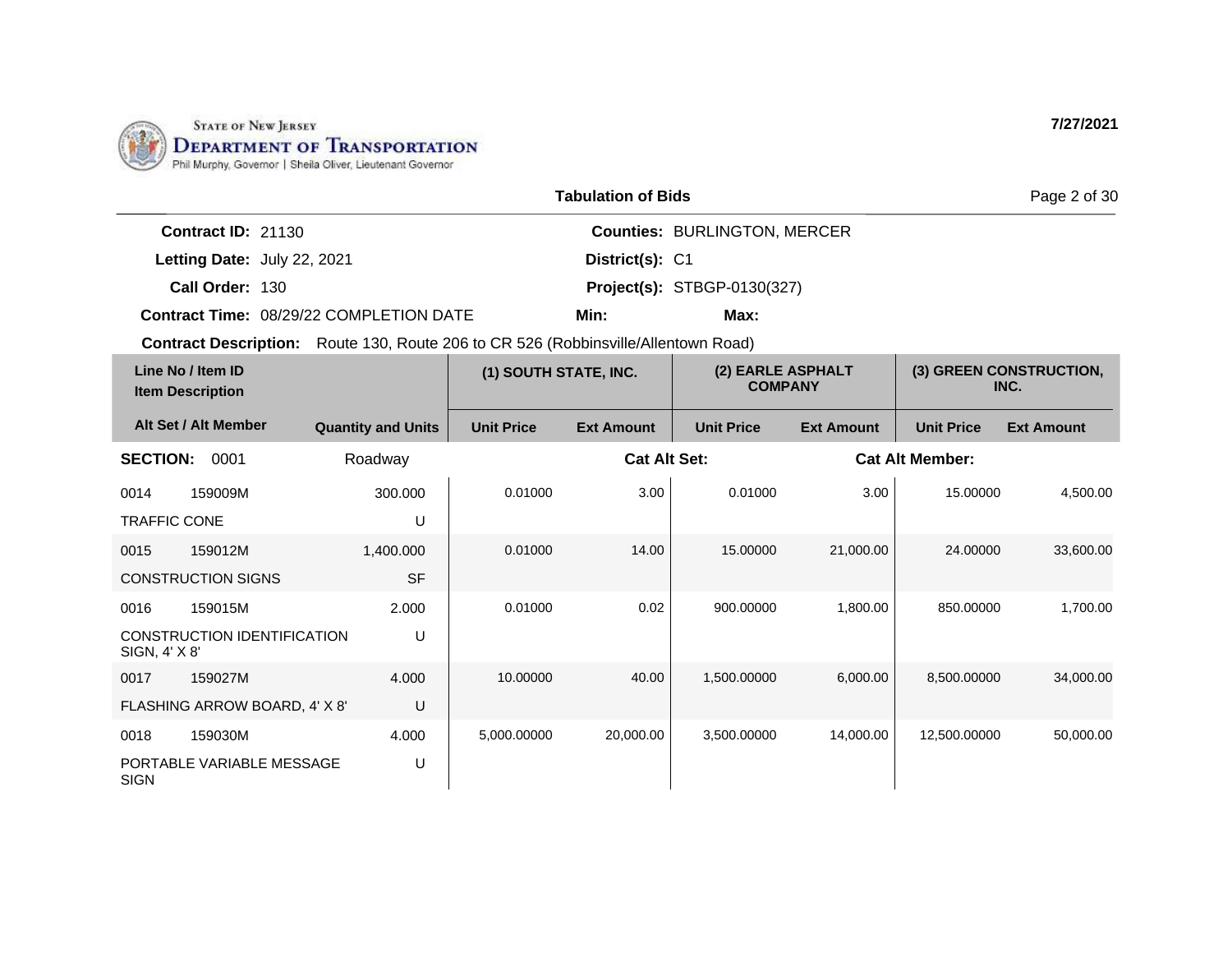STATE OF NEW JERSEY
DEPARTMENT OF TRANSPORTATION
Phil Murphy, Governor | Sheila Oliver, Lieutenant Governor

**7/27/2021**

## Tabulation of Bids

**Contract ID:** 21130
**Letting Date:** July 22, 2021
**Call Order:** 130
**Contract Time:** 08/29/22 COMPLETION DATE

**Counties:** BURLINGTON, MERCER
**District(s):** C1
**Project(s):** STBGP-0130(327)
**Min:** **Max:**

**Contract Description:** Route 130, Route 206 to CR 526 (Robbinsville/Allentown Road)

| Line No / Item ID / Item Description | | Alt Set / Alt Member / Quantity and Units | (1) SOUTH STATE, INC. | | (2) EARLE ASPHALT COMPANY | | (3) GREEN CONSTRUCTION, INC. | |
|---|---|---|---|---|---|---|---|---|
| | | | Unit Price | Ext Amount | Unit Price | Ext Amount | Unit Price | Ext Amount |
| **SECTION: 0001** | | Roadway | | **Cat Alt Set:** | | **Cat Alt Member:** | | |
| 0014 | 159009M | 300.000 | 0.01000 | 3.00 | 0.01000 | 3.00 | 15.00000 | 4,500.00 |
| TRAFFIC CONE | | U | | | | | | |
| 0015 | 159012M | 1,400.000 | 0.01000 | 14.00 | 15.00000 | 21,000.00 | 24.00000 | 33,600.00 |
| CONSTRUCTION SIGNS | | SF | | | | | | |
| 0016 | 159015M | 2.000 | 0.01000 | 0.02 | 900.00000 | 1,800.00 | 850.00000 | 1,700.00 |
| CONSTRUCTION IDENTIFICATION SIGN, 4' X 8' | | U | | | | | | |
| 0017 | 159027M | 4.000 | 10.00000 | 40.00 | 1,500.00000 | 6,000.00 | 8,500.00000 | 34,000.00 |
| FLASHING ARROW BOARD, 4' X 8' | | U | | | | | | |
| 0018 | 159030M | 4.000 | 5,000.00000 | 20,000.00 | 3,500.00000 | 14,000.00 | 12,500.00000 | 50,000.00 |
| PORTABLE VARIABLE MESSAGE SIGN | | U | | | | | | |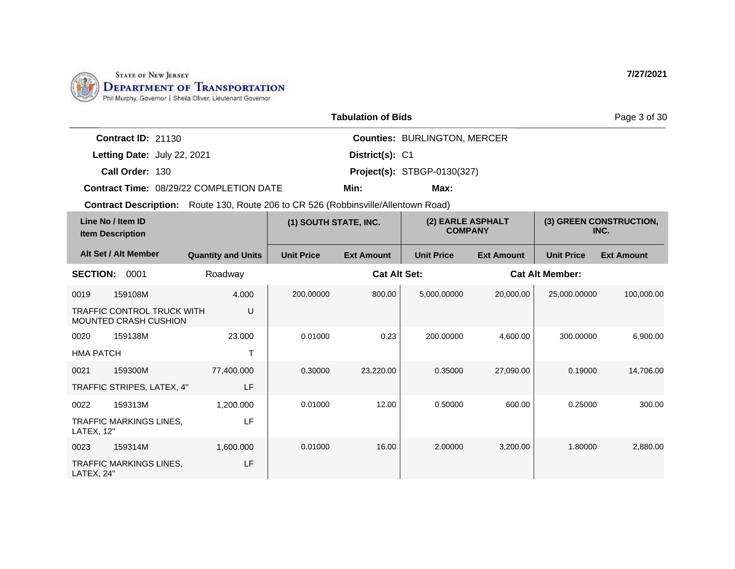STATE OF NEW JERSEY
DEPARTMENT OF TRANSPORTATION
Phil Murphy, Governor | Sheila Oliver, Lieutenant Governor

**7/27/2021**

## Tabulation of Bids

**Contract ID:** 21130
**Letting Date:** July 22, 2021
**Call Order:** 130
**Contract Time:** 08/29/22 COMPLETION DATE

**Counties:** BURLINGTON, MERCER
**District(s):** C1
**Project(s):** STBGP-0130(327)
**Min:**
**Max:**

**Contract Description:** Route 130, Route 206 to CR 526 (Robbinsville/Allentown Road)

| Line No / Item ID | Item Description | Alt Set / Alt Member | Quantity and Units | (1) SOUTH STATE, INC. Unit Price | (1) SOUTH STATE, INC. Ext Amount | (2) EARLE ASPHALT COMPANY Unit Price | (2) EARLE ASPHALT COMPANY Ext Amount | (3) GREEN CONSTRUCTION, INC. Unit Price | (3) GREEN CONSTRUCTION, INC. Ext Amount |
|---|---|---|---|---|---|---|---|---|---|
| **SECTION: 0001** | Roadway | | | **Cat Alt Set:** | | | **Cat Alt Member:** | | |
| 0019 159108M | TRAFFIC CONTROL TRUCK WITH MOUNTED CRASH CUSHION | | 4.000 U | 200.00000 | 800.00 | 5,000.00000 | 20,000.00 | 25,000.00000 | 100,000.00 |
| 0020 159138M | HMA PATCH | | 23.000 T | 0.01000 | 0.23 | 200.00000 | 4,600.00 | 300.00000 | 6,900.00 |
| 0021 159300M | TRAFFIC STRIPES, LATEX, 4" | | 77,400.000 LF | 0.30000 | 23,220.00 | 0.35000 | 27,090.00 | 0.19000 | 14,706.00 |
| 0022 159313M | TRAFFIC MARKINGS LINES, LATEX, 12" | | 1,200.000 LF | 0.01000 | 12.00 | 0.50000 | 600.00 | 0.25000 | 300.00 |
| 0023 159314M | TRAFFIC MARKINGS LINES, LATEX, 24" | | 1,600.000 LF | 0.01000 | 16.00 | 2.00000 | 3,200.00 | 1.80000 | 2,880.00 |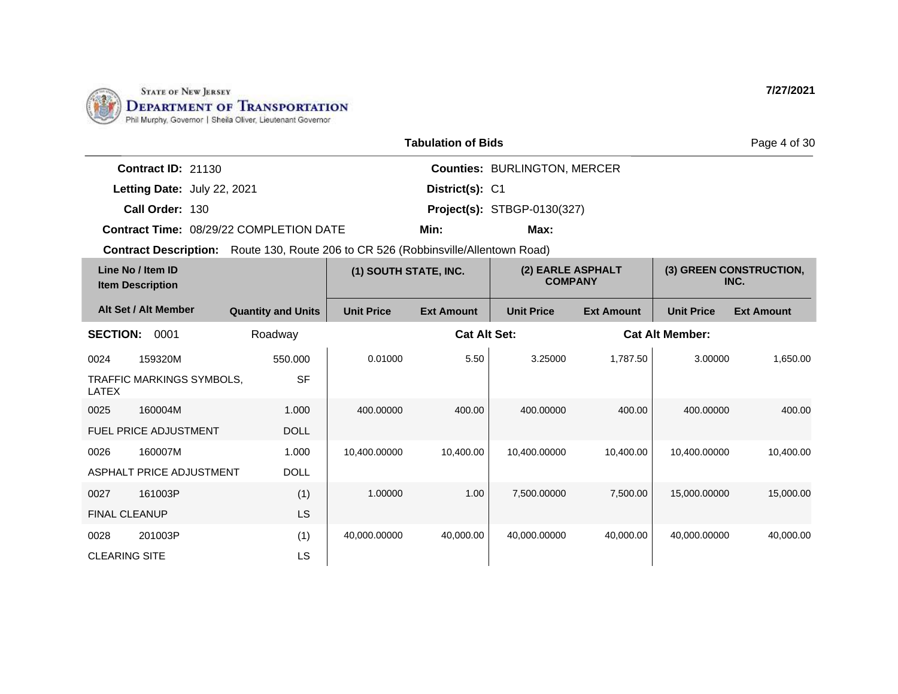State of New Jersey
Department of Transportation
Phil Murphy, Governor | Sheila Oliver, Lieutenant Governor

7/27/2021

## Tabulation of Bids

**Contract ID:** 21130
**Letting Date:** July 22, 2021
**Call Order:** 130
**Contract Time:** 08/29/22 COMPLETION DATE
**Counties:** BURLINGTON, MERCER
**District(s):** C1
**Project(s):** STBGP-0130(327)
**Min:**
**Max:**

**Contract Description:** Route 130, Route 206 to CR 526 (Robbinsville/Allentown Road)

| Line No / Item ID / Item Description | Alt Set / Alt Member | Quantity and Units | (1) SOUTH STATE, INC. Unit Price | (1) SOUTH STATE, INC. Ext Amount | (2) EARLE ASPHALT COMPANY Unit Price | (2) EARLE ASPHALT COMPANY Ext Amount | (3) GREEN CONSTRUCTION, INC. Unit Price | (3) GREEN CONSTRUCTION, INC. Ext Amount |
|---|---|---|---|---|---|---|---|---|
| **SECTION: 0001** | | Roadway | | Cat Alt Set: | | Cat Alt Member: | | |
| 0024 159320M TRAFFIC MARKINGS SYMBOLS, LATEX | | 550.000 SF | 0.01000 | 5.50 | 3.25000 | 1,787.50 | 3.00000 | 1,650.00 |
| 0025 160004M FUEL PRICE ADJUSTMENT | | 1.000 DOLL | 400.00000 | 400.00 | 400.00000 | 400.00 | 400.00000 | 400.00 |
| 0026 160007M ASPHALT PRICE ADJUSTMENT | | 1.000 DOLL | 10,400.00000 | 10,400.00 | 10,400.00000 | 10,400.00 | 10,400.00000 | 10,400.00 |
| 0027 161003P FINAL CLEANUP | | (1) LS | 1.00000 | 1.00 | 7,500.00000 | 7,500.00 | 15,000.00000 | 15,000.00 |
| 0028 201003P CLEARING SITE | | (1) LS | 40,000.00000 | 40,000.00 | 40,000.00000 | 40,000.00 | 40,000.00000 | 40,000.00 |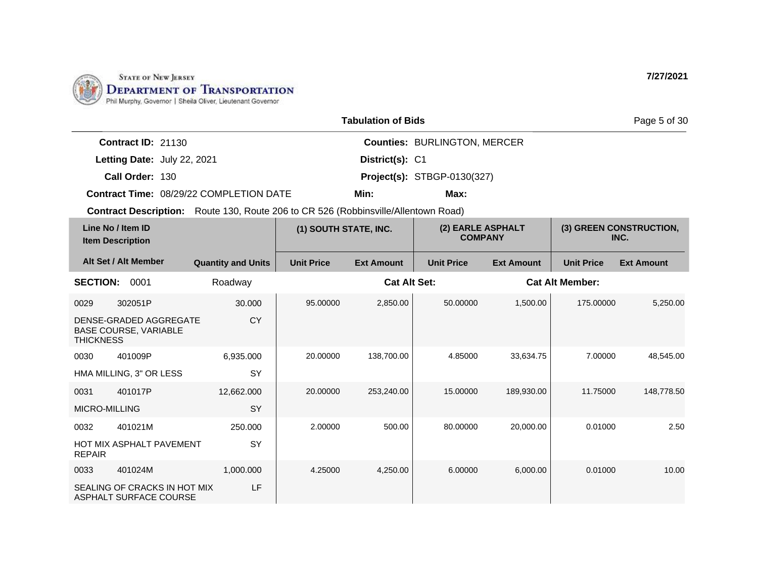State of New Jersey
**Department of Transportation**
Phil Murphy, Governor | Sheila Oliver, Lieutenant Governor

**7/27/2021**

## Tabulation of Bids

**Contract ID:** 21130
**Letting Date:** July 22, 2021
**Call Order:** 130
**Contract Time:** 08/29/22 COMPLETION DATE

**Counties:** BURLINGTON, MERCER
**District(s):** C1
**Project(s):** STBGP-0130(327)
**Min:** **Max:**

**Contract Description:** Route 130, Route 206 to CR 526 (Robbinsville/Allentown Road)

| Line No / Item ID / Item Description | Alt Set / Alt Member | Quantity and Units | (1) SOUTH STATE, INC. Unit Price | (1) SOUTH STATE, INC. Ext Amount | (2) EARLE ASPHALT COMPANY Unit Price | (2) EARLE ASPHALT COMPANY Ext Amount | (3) GREEN CONSTRUCTION, INC. Unit Price | (3) GREEN CONSTRUCTION, INC. Ext Amount |
|---|---|---|---|---|---|---|---|---|
| **SECTION: 0001** | | Roadway | | Cat Alt Set: | | Cat Alt Member: | | |
| 0029 302051P DENSE-GRADED AGGREGATE BASE COURSE, VARIABLE THICKNESS | | 30.000 CY | 95.00000 | 2,850.00 | 50.00000 | 1,500.00 | 175.00000 | 5,250.00 |
| 0030 401009P HMA MILLING, 3" OR LESS | | 6,935.000 SY | 20.00000 | 138,700.00 | 4.85000 | 33,634.75 | 7.00000 | 48,545.00 |
| 0031 401017P MICRO-MILLING | | 12,662.000 SY | 20.00000 | 253,240.00 | 15.00000 | 189,930.00 | 11.75000 | 148,778.50 |
| 0032 401021M HOT MIX ASPHALT PAVEMENT REPAIR | | 250.000 SY | 2.00000 | 500.00 | 80.00000 | 20,000.00 | 0.01000 | 2.50 |
| 0033 401024M SEALING OF CRACKS IN HOT MIX ASPHALT SURFACE COURSE | | 1,000.000 LF | 4.25000 | 4,250.00 | 6.00000 | 6,000.00 | 0.01000 | 10.00 |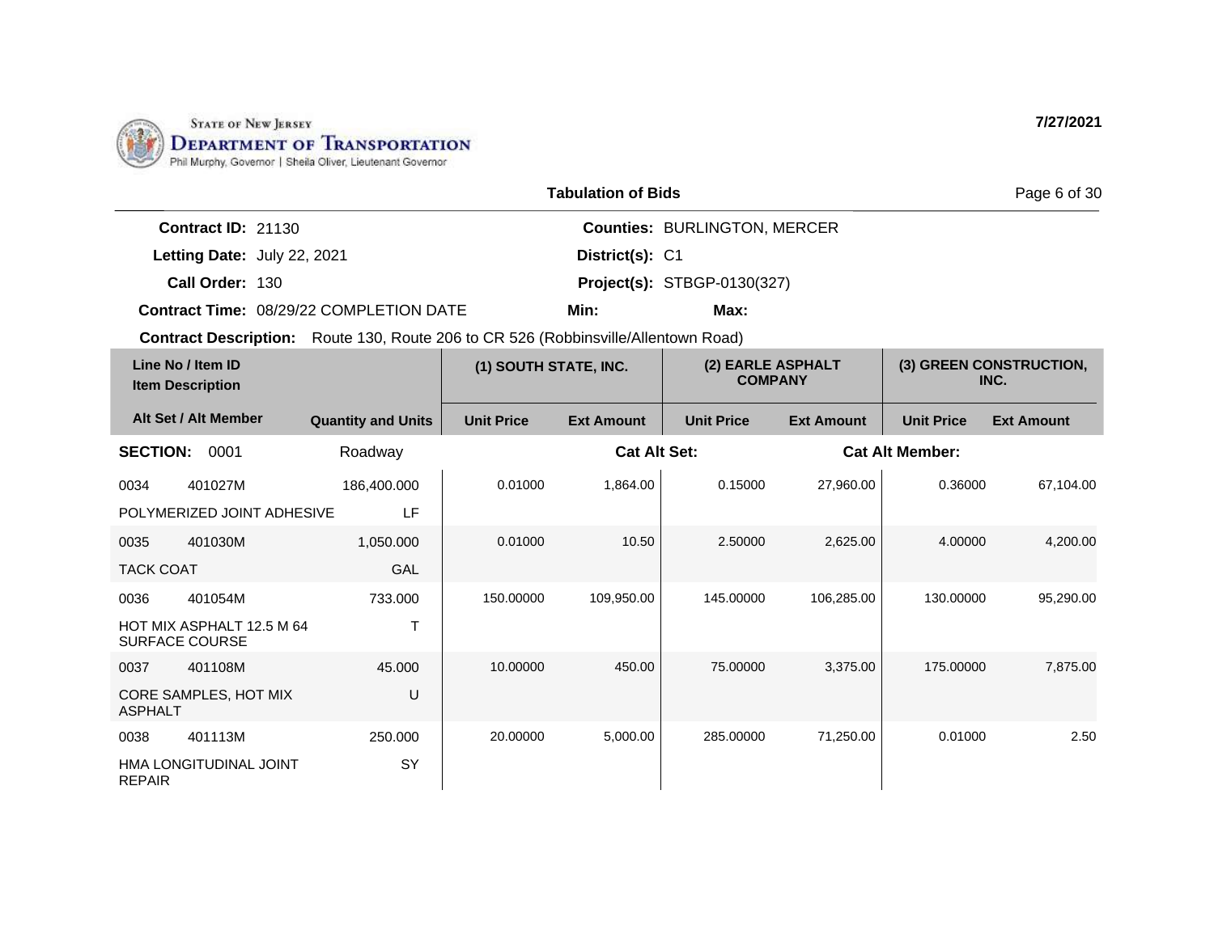STATE OF NEW JERSEY
DEPARTMENT OF TRANSPORTATION
Phil Murphy, Governor | Sheila Oliver, Lieutenant Governor

**7/27/2021**

## Tabulation of Bids

**Contract ID:** 21130
**Letting Date:** July 22, 2021
**Call Order:** 130
**Contract Time:** 08/29/22 COMPLETION DATE

**Counties:** BURLINGTON, MERCER
**District(s):** C1
**Project(s):** STBGP-0130(327)
**Min:** **Max:**

**Contract Description:** Route 130, Route 206 to CR 526 (Robbinsville/Allentown Road)

| Line No / Item ID / Item Description | Alt Set / Alt Member | Quantity and Units | (1) SOUTH STATE, INC. Unit Price | (1) SOUTH STATE, INC. Ext Amount | (2) EARLE ASPHALT COMPANY Unit Price | (2) EARLE ASPHALT COMPANY Ext Amount | (3) GREEN CONSTRUCTION, INC. Unit Price | (3) GREEN CONSTRUCTION, INC. Ext Amount |
|---|---|---|---|---|---|---|---|---|
| **SECTION: 0001** | | Roadway | | Cat Alt Set: | | Cat Alt Member: | | |
| 0034 401027M POLYMERIZED JOINT ADHESIVE | | 186,400.000 LF | 0.01000 | 1,864.00 | 0.15000 | 27,960.00 | 0.36000 | 67,104.00 |
| 0035 401030M TACK COAT | | 1,050.000 GAL | 0.01000 | 10.50 | 2.50000 | 2,625.00 | 4.00000 | 4,200.00 |
| 0036 401054M HOT MIX ASPHALT 12.5 M 64 SURFACE COURSE | | 733.000 T | 150.00000 | 109,950.00 | 145.00000 | 106,285.00 | 130.00000 | 95,290.00 |
| 0037 401108M CORE SAMPLES, HOT MIX ASPHALT | | 45.000 U | 10.00000 | 450.00 | 75.00000 | 3,375.00 | 175.00000 | 7,875.00 |
| 0038 401113M HMA LONGITUDINAL JOINT REPAIR | | 250.000 SY | 20.00000 | 5,000.00 | 285.00000 | 71,250.00 | 0.01000 | 2.50 |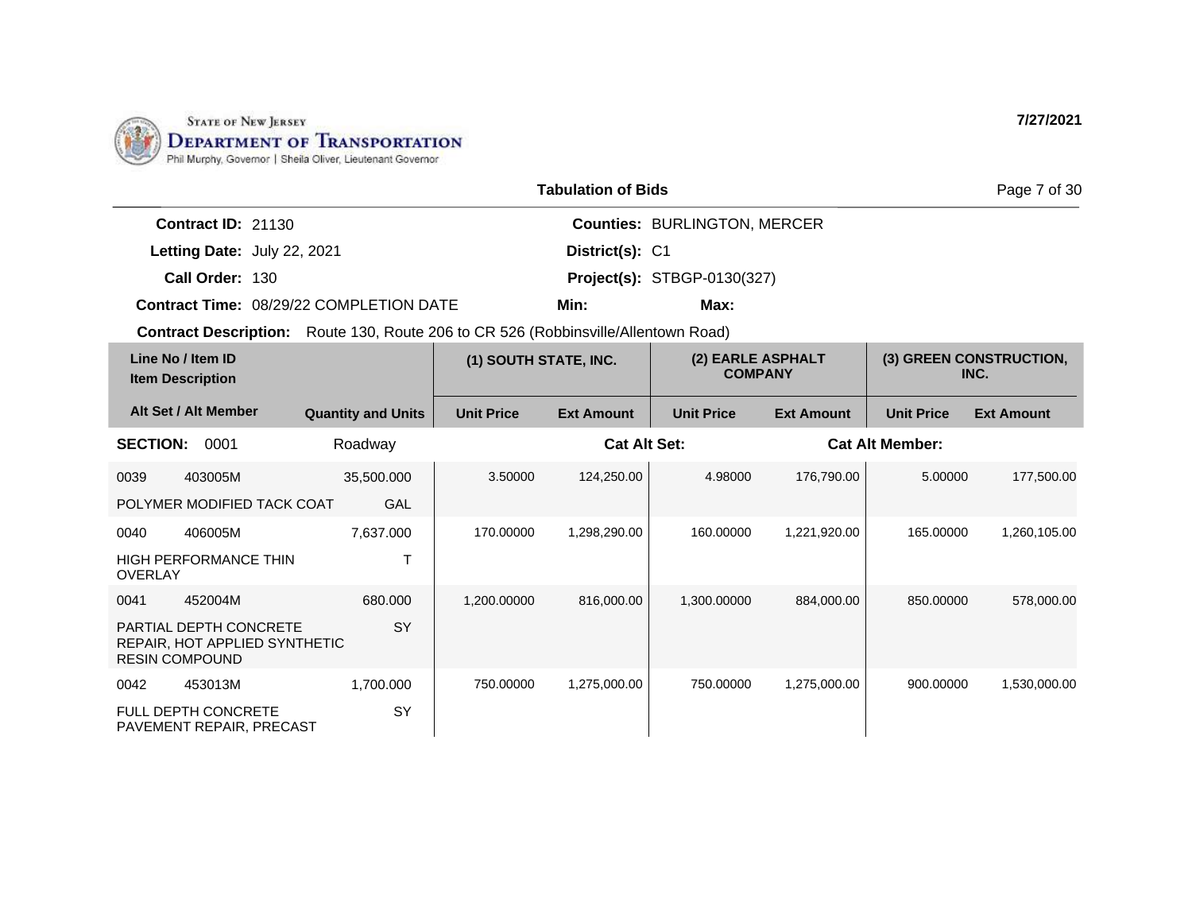STATE OF NEW JERSEY
**DEPARTMENT OF TRANSPORTATION**
Phil Murphy, Governor | Sheila Oliver, Lieutenant Governor

**7/27/2021**

## Tabulation of Bids

**Contract ID:** 21130
**Letting Date:** July 22, 2021
**Call Order:** 130
**Contract Time:** 08/29/22 COMPLETION DATE

**Counties:** BURLINGTON, MERCER
**District(s):** C1
**Project(s):** STBGP-0130(327)
**Min:**
**Max:**

**Contract Description:** Route 130, Route 206 to CR 526 (Robbinsville/Allentown Road)

| Line No / Item ID / Item Description | Alt Set / Alt Member | Quantity and Units | (1) SOUTH STATE, INC. Unit Price | (1) SOUTH STATE, INC. Ext Amount | (2) EARLE ASPHALT COMPANY Unit Price | (2) EARLE ASPHALT COMPANY Ext Amount | (3) GREEN CONSTRUCTION, INC. Unit Price | (3) GREEN CONSTRUCTION, INC. Ext Amount |
|---|---|---|---|---|---|---|---|---|
| **SECTION: 0001** | | Roadway | | **Cat Alt Set:** | | | **Cat Alt Member:** | |
| 0039 403005M POLYMER MODIFIED TACK COAT | | 35,500.000 GAL | 3.50000 | 124,250.00 | 4.98000 | 176,790.00 | 5.00000 | 177,500.00 |
| 0040 406005M HIGH PERFORMANCE THIN OVERLAY | | 7,637.000 T | 170.00000 | 1,298,290.00 | 160.00000 | 1,221,920.00 | 165.00000 | 1,260,105.00 |
| 0041 452004M PARTIAL DEPTH CONCRETE REPAIR, HOT APPLIED SYNTHETIC RESIN COMPOUND | | 680.000 SY | 1,200.00000 | 816,000.00 | 1,300.00000 | 884,000.00 | 850.00000 | 578,000.00 |
| 0042 453013M FULL DEPTH CONCRETE PAVEMENT REPAIR, PRECAST | | 1,700.000 SY | 750.00000 | 1,275,000.00 | 750.00000 | 1,275,000.00 | 900.00000 | 1,530,000.00 |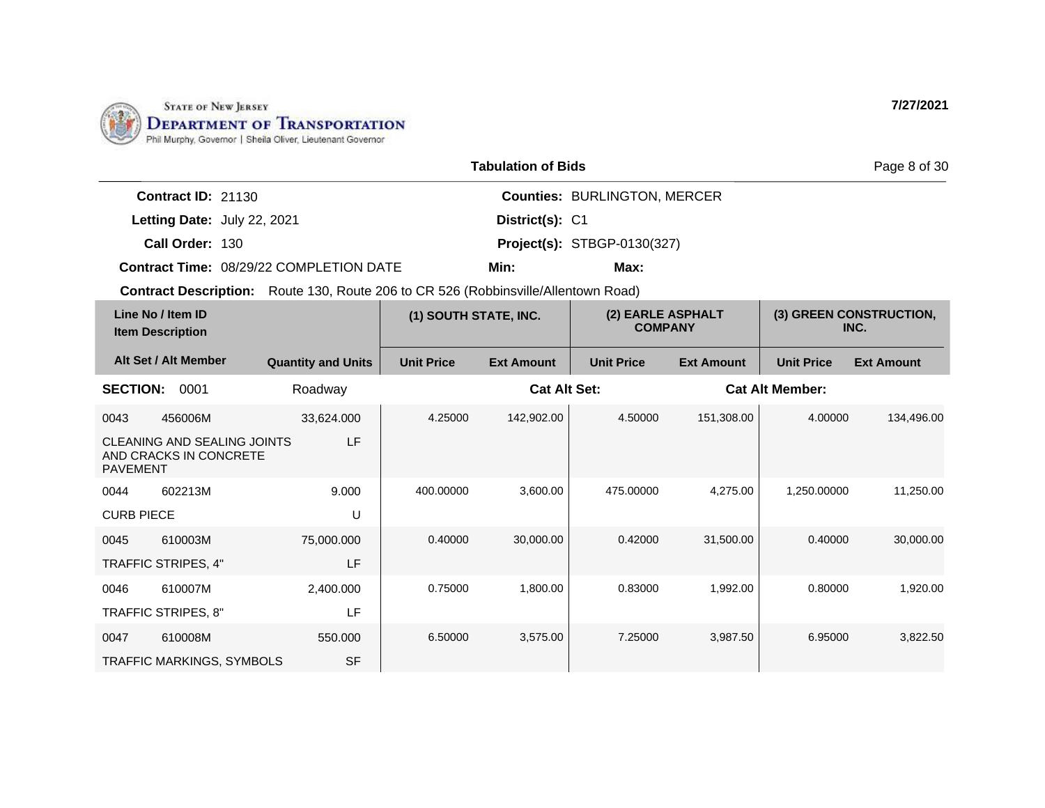STATE OF NEW JERSEY
**DEPARTMENT OF TRANSPORTATION**
Phil Murphy, Governor | Sheila Oliver, Lieutenant Governor

**7/27/2021**

## Tabulation of Bids

**Contract ID:** 21130
**Letting Date:** July 22, 2021
**Call Order:** 130
**Contract Time:** 08/29/22 COMPLETION DATE

**Counties:** BURLINGTON, MERCER
**District(s):** C1
**Project(s):** STBGP-0130(327)
**Min:** **Max:**

**Contract Description:** Route 130, Route 206 to CR 526 (Robbinsville/Allentown Road)

| Line No / Item ID | Item Description | Quantity and Units | (1) SOUTH STATE, INC. Unit Price | (1) SOUTH STATE, INC. Ext Amount | (2) EARLE ASPHALT COMPANY Unit Price | (2) EARLE ASPHALT COMPANY Ext Amount | (3) GREEN CONSTRUCTION, INC. Unit Price | (3) GREEN CONSTRUCTION, INC. Ext Amount |
|---|---|---|---|---|---|---|---|---|
| **SECTION: 0001** | Roadway | | **Cat Alt Set:** | | | **Cat Alt Member:** | | |
| 0043 456006M | CLEANING AND SEALING JOINTS AND CRACKS IN CONCRETE PAVEMENT | 33,624.000 LF | 4.25000 | 142,902.00 | 4.50000 | 151,308.00 | 4.00000 | 134,496.00 |
| 0044 602213M | CURB PIECE | 9.000 U | 400.00000 | 3,600.00 | 475.00000 | 4,275.00 | 1,250.00000 | 11,250.00 |
| 0045 610003M | TRAFFIC STRIPES, 4" | 75,000.000 LF | 0.40000 | 30,000.00 | 0.42000 | 31,500.00 | 0.40000 | 30,000.00 |
| 0046 610007M | TRAFFIC STRIPES, 8" | 2,400.000 LF | 0.75000 | 1,800.00 | 0.83000 | 1,992.00 | 0.80000 | 1,920.00 |
| 0047 610008M | TRAFFIC MARKINGS, SYMBOLS | 550.000 SF | 6.50000 | 3,575.00 | 7.25000 | 3,987.50 | 6.95000 | 3,822.50 |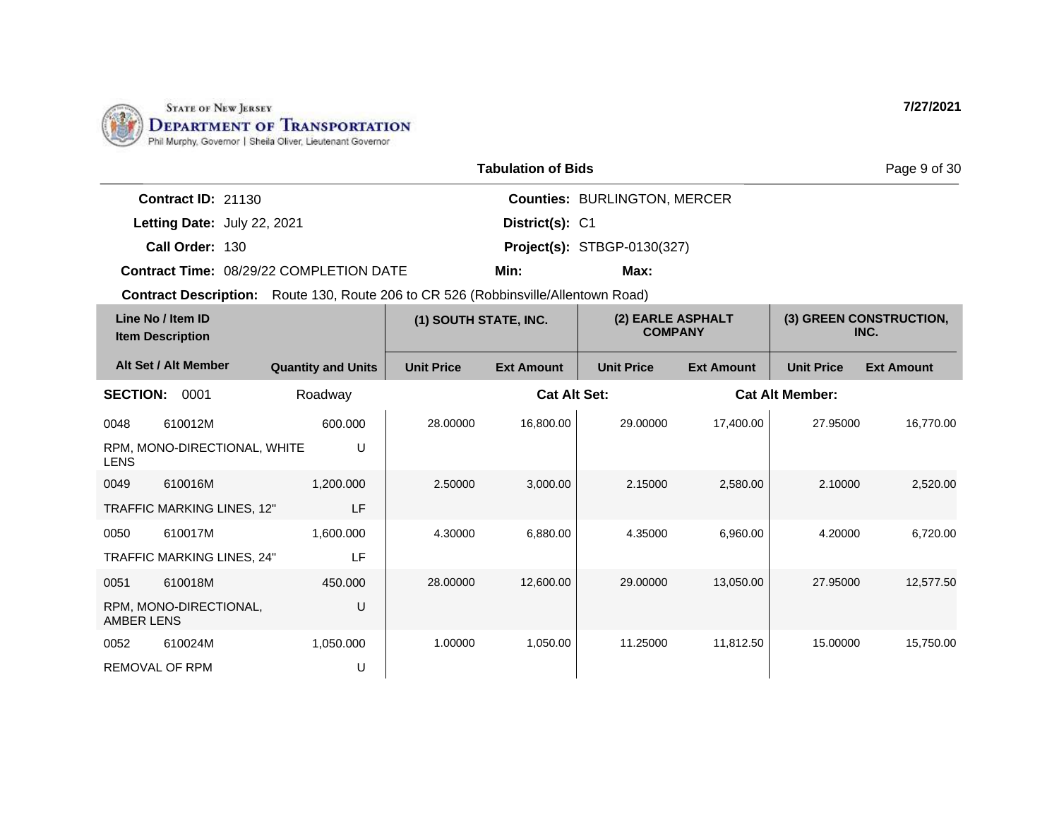STATE OF NEW JERSEY
DEPARTMENT OF TRANSPORTATION
Phil Murphy, Governor | Sheila Oliver, Lieutenant Governor

7/27/2021

## Tabulation of Bids

**Contract ID:** 21130
**Letting Date:** July 22, 2021
**Call Order:** 130
**Contract Time:** 08/29/22 COMPLETION DATE

**Counties:** BURLINGTON, MERCER
**District(s):** C1
**Project(s):** STBGP-0130(327)
**Min:** 
**Max:** 

**Contract Description:** Route 130, Route 206 to CR 526 (Robbinsville/Allentown Road)

| Line No / Item ID | Item Description | Quantity and Units | (1) SOUTH STATE, INC. | | (2) EARLE ASPHALT COMPANY | | (3) GREEN CONSTRUCTION, INC. | |
|---|---|---|---|---|---|---|---|---|
| Alt Set / Alt Member | | | Unit Price | Ext Amount | Unit Price | Ext Amount | Unit Price | Ext Amount |
| **SECTION: 0001** | Roadway | | **Cat Alt Set:** | | | **Cat Alt Member:** | | |
| 0048 610012M | RPM, MONO-DIRECTIONAL, WHITE LENS | 600.000 U | 28.00000 | 16,800.00 | 29.00000 | 17,400.00 | 27.95000 | 16,770.00 |
| 0049 610016M | TRAFFIC MARKING LINES, 12" | 1,200.000 LF | 2.50000 | 3,000.00 | 2.15000 | 2,580.00 | 2.10000 | 2,520.00 |
| 0050 610017M | TRAFFIC MARKING LINES, 24" | 1,600.000 LF | 4.30000 | 6,880.00 | 4.35000 | 6,960.00 | 4.20000 | 6,720.00 |
| 0051 610018M | RPM, MONO-DIRECTIONAL, AMBER LENS | 450.000 U | 28.00000 | 12,600.00 | 29.00000 | 13,050.00 | 27.95000 | 12,577.50 |
| 0052 610024M | REMOVAL OF RPM | 1,050.000 U | 1.00000 | 1,050.00 | 11.25000 | 11,812.50 | 15.00000 | 15,750.00 |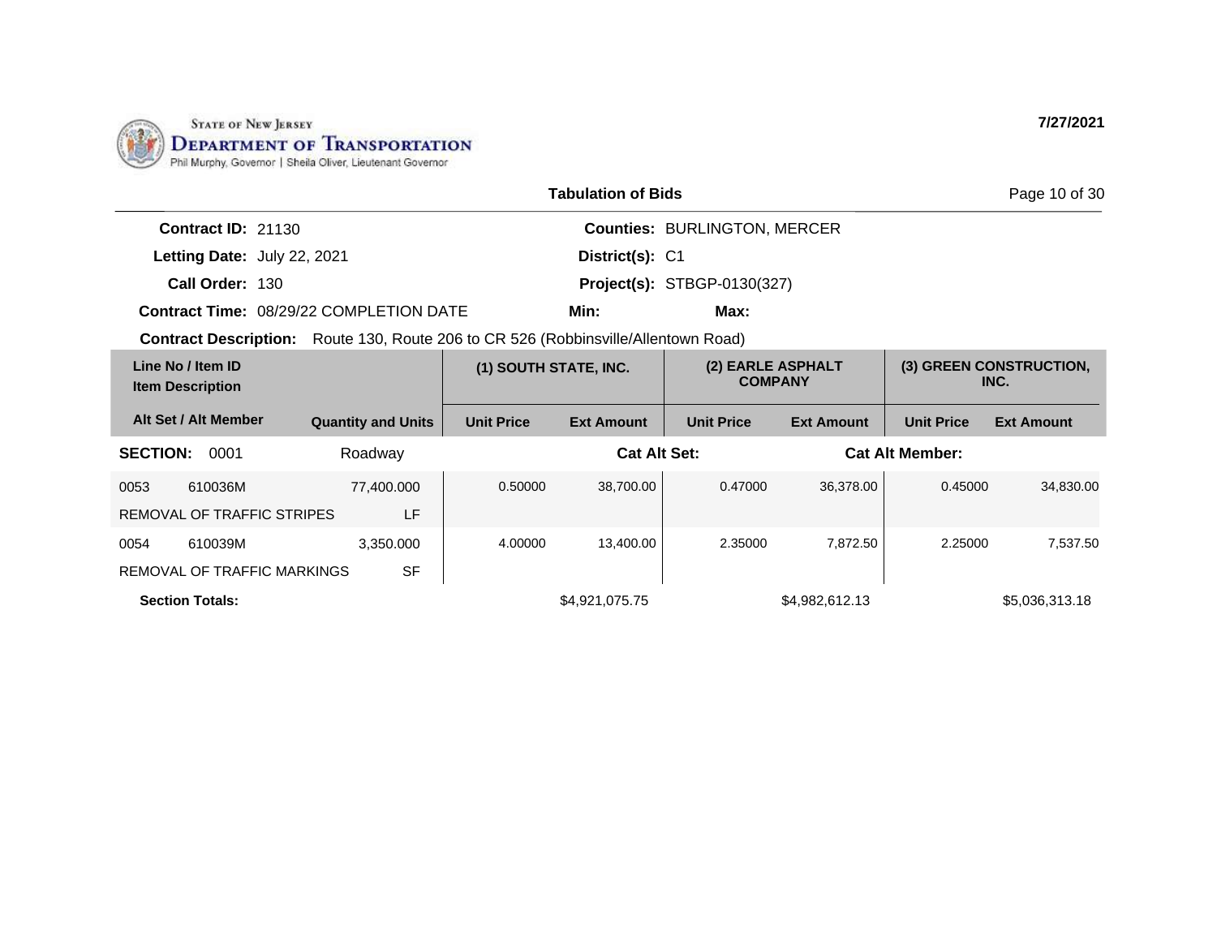STATE OF NEW JERSEY
DEPARTMENT OF TRANSPORTATION
Phil Murphy, Governor | Sheila Oliver, Lieutenant Governor

**7/27/2021**

## Tabulation of Bids

**Contract ID:** 21130
**Letting Date:** July 22, 2021
**Call Order:** 130
**Contract Time:** 08/29/22 COMPLETION DATE
**Counties:** BURLINGTON, MERCER
**District(s):** C1
**Project(s):** STBGP-0130(327)
**Min:**
**Max:**

**Contract Description:** Route 130, Route 206 to CR 526 (Robbinsville/Allentown Road)

| Line No / Item ID / Item Description | Alt Set / Alt Member | Quantity and Units | (1) SOUTH STATE, INC. Unit Price | (1) SOUTH STATE, INC. Ext Amount | (2) EARLE ASPHALT COMPANY Unit Price | (2) EARLE ASPHALT COMPANY Ext Amount | (3) GREEN CONSTRUCTION, INC. Unit Price | (3) GREEN CONSTRUCTION, INC. Ext Amount |
|---|---|---|---|---|---|---|---|---|
| **SECTION: 0001** | Roadway | | | **Cat Alt Set:** | | **Cat Alt Member:** | | |
| 0053 610036M REMOVAL OF TRAFFIC STRIPES | | 77,400.000 LF | 0.50000 | 38,700.00 | 0.47000 | 36,378.00 | 0.45000 | 34,830.00 |
| 0054 610039M REMOVAL OF TRAFFIC MARKINGS | | 3,350.000 SF | 4.00000 | 13,400.00 | 2.35000 | 7,872.50 | 2.25000 | 7,537.50 |
| **Section Totals:** | | | | $4,921,075.75 | | $4,982,612.13 | | $5,036,313.18 |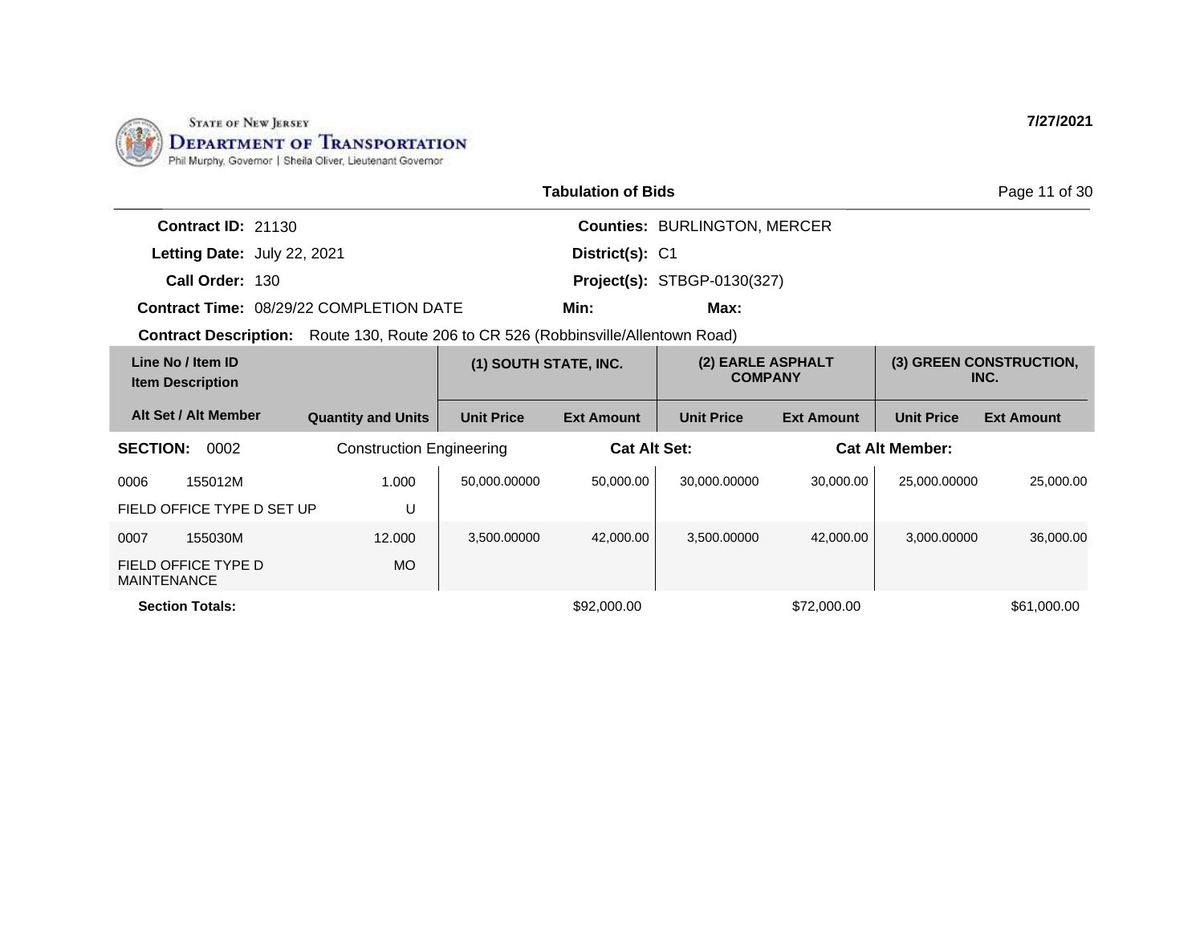STATE OF NEW JERSEY
**DEPARTMENT OF TRANSPORTATION**
Phil Murphy, Governor | Sheila Oliver, Lieutenant Governor

**7/27/2021**

## Tabulation of Bids

**Contract ID:** 21130
**Letting Date:** July 22, 2021
**Call Order:** 130
**Contract Time:** 08/29/22 COMPLETION DATE
**Counties:** BURLINGTON, MERCER
**District(s):** C1
**Project(s):** STBGP-0130(327)
**Min:**
**Max:**
**Contract Description:** Route 130, Route 206 to CR 526 (Robbinsville/Allentown Road)

| Line No / Item ID / Item Description | Alt Set / Alt Member | Quantity and Units | (1) SOUTH STATE, INC. | | (2) EARLE ASPHALT COMPANY | | (3) GREEN CONSTRUCTION, INC. | |
|---|---|---|---|---|---|---|---|---|
| | | | Unit Price | Ext Amount | Unit Price | Ext Amount | Unit Price | Ext Amount |
| **SECTION: 0002** | Construction Engineering | | **Cat Alt Set:** | | | **Cat Alt Member:** | | |
| 0006 155012M FIELD OFFICE TYPE D SET UP | | 1.000 U | 50,000.00000 | 50,000.00 | 30,000.00000 | 30,000.00 | 25,000.00000 | 25,000.00 |
| 0007 155030M FIELD OFFICE TYPE D MAINTENANCE | | 12.000 MO | 3,500.00000 | 42,000.00 | 3,500.00000 | 42,000.00 | 3,000.00000 | 36,000.00 |
| **Section Totals:** | | | | $92,000.00 | | $72,000.00 | | $61,000.00 |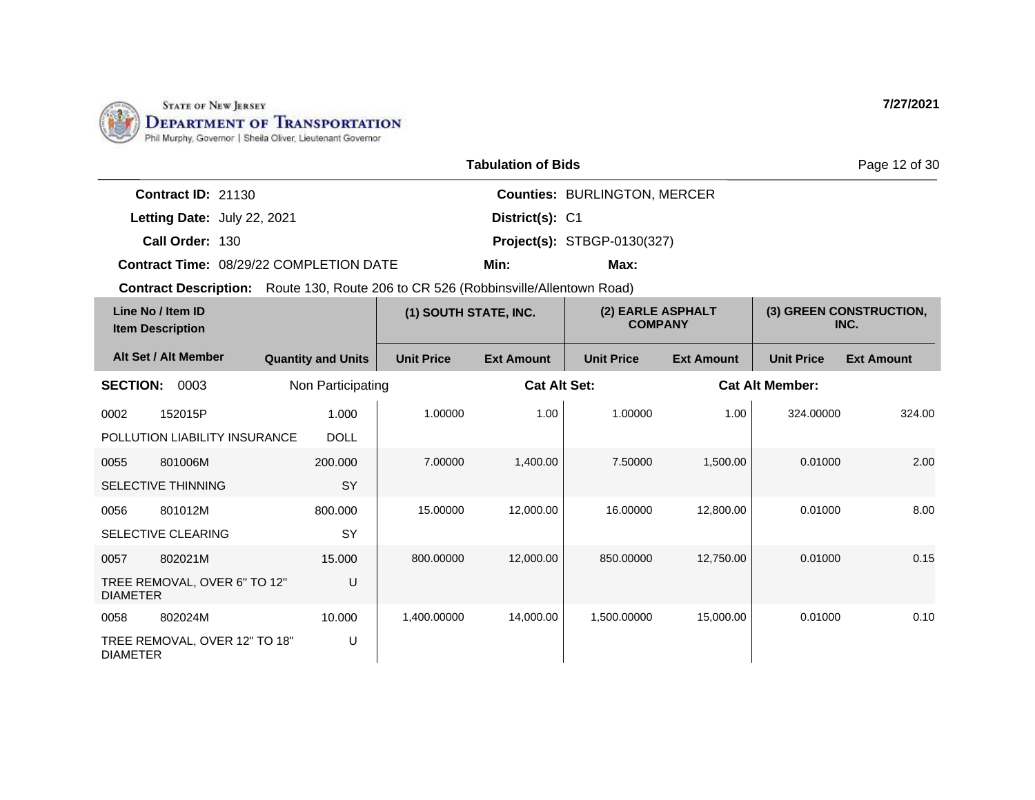**STATE OF NEW JERSEY**
**DEPARTMENT OF TRANSPORTATION**
Phil Murphy, Governor | Sheila Oliver, Lieutenant Governor

7/27/2021

## Tabulation of Bids

**Contract ID:** 21130
**Letting Date:** July 22, 2021
**Call Order:** 130
**Contract Time:** 08/29/22 COMPLETION DATE
**Counties:** BURLINGTON, MERCER
**District(s):** C1
**Project(s):** STBGP-0130(327)
**Min:**
**Max:**
**Contract Description:** Route 130, Route 206 to CR 526 (Robbinsville/Allentown Road)

| Line No / Item ID / Item Description | Alt Set / Alt Member | Quantity and Units | (1) SOUTH STATE, INC. Unit Price | (1) SOUTH STATE, INC. Ext Amount | (2) EARLE ASPHALT COMPANY Unit Price | (2) EARLE ASPHALT COMPANY Ext Amount | (3) GREEN CONSTRUCTION, INC. Unit Price | (3) GREEN CONSTRUCTION, INC. Ext Amount |
|---|---|---|---|---|---|---|---|---|
| **SECTION: 0003** | | Non Participating | | **Cat Alt Set:** | | | **Cat Alt Member:** | |
| 0002 152015P POLLUTION LIABILITY INSURANCE | | 1.000 DOLL | 1.00000 | 1.00 | 1.00000 | 1.00 | 324.00000 | 324.00 |
| 0055 801006M SELECTIVE THINNING | | 200.000 SY | 7.00000 | 1,400.00 | 7.50000 | 1,500.00 | 0.01000 | 2.00 |
| 0056 801012M SELECTIVE CLEARING | | 800.000 SY | 15.00000 | 12,000.00 | 16.00000 | 12,800.00 | 0.01000 | 8.00 |
| 0057 802021M TREE REMOVAL, OVER 6" TO 12" DIAMETER | | 15.000 U | 800.00000 | 12,000.00 | 850.00000 | 12,750.00 | 0.01000 | 0.15 |
| 0058 802024M TREE REMOVAL, OVER 12" TO 18" DIAMETER | | 10.000 U | 1,400.00000 | 14,000.00 | 1,500.00000 | 15,000.00 | 0.01000 | 0.10 |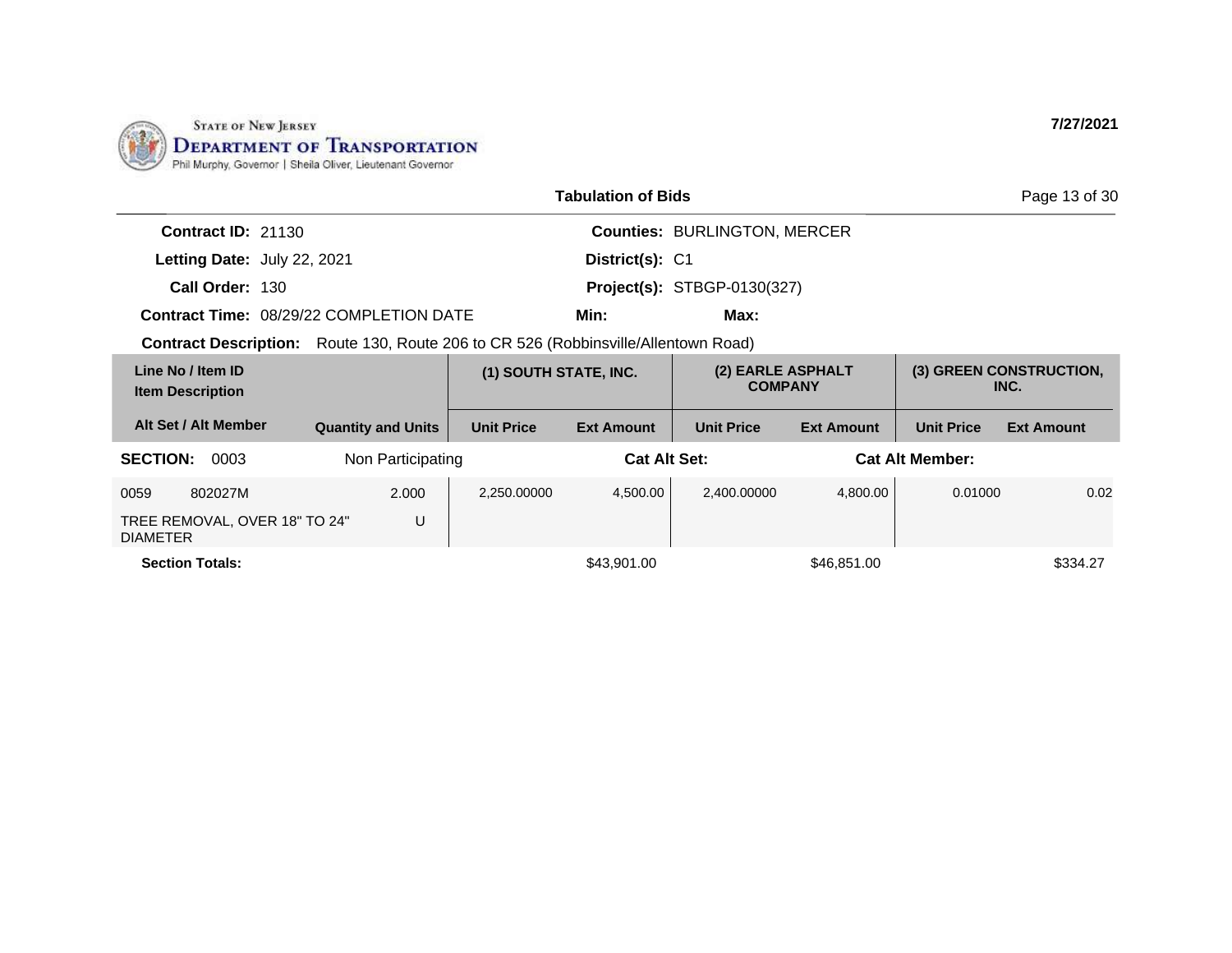STATE OF NEW JERSEY
**DEPARTMENT OF TRANSPORTATION**
Phil Murphy, Governor | Sheila Oliver, Lieutenant Governor

**7/27/2021**

**Tabulation of Bids**

**Contract ID:** 21130
**Letting Date:** July 22, 2021
**Call Order:** 130
**Contract Time:** 08/29/22 COMPLETION DATE

**Counties:** BURLINGTON, MERCER
**District(s):** C1
**Project(s):** STBGP-0130(327)
**Min:** **Max:**

**Contract Description:** Route 130, Route 206 to CR 526 (Robbinsville/Allentown Road)

| Line No / Item ID / Item Description / Alt Set / Alt Member | | Quantity and Units | (1) SOUTH STATE, INC. Unit Price | (1) SOUTH STATE, INC. Ext Amount | (2) EARLE ASPHALT COMPANY Unit Price | (2) EARLE ASPHALT COMPANY Ext Amount | (3) GREEN CONSTRUCTION, INC. Unit Price | (3) GREEN CONSTRUCTION, INC. Ext Amount |
|---|---|---|---|---|---|---|---|---|
| **SECTION:** 0003 | | Non Participating | | **Cat Alt Set:** | | **Cat Alt Member:** | | |
| 0059 | 802027M | 2.000 | 2,250.00000 | 4,500.00 | 2,400.00000 | 4,800.00 | 0.01000 | 0.02 |
| TREE REMOVAL, OVER 18" TO 24" DIAMETER | | U | | | | | | |
| **Section Totals:** | | | | $43,901.00 | | $46,851.00 | | $334.27 |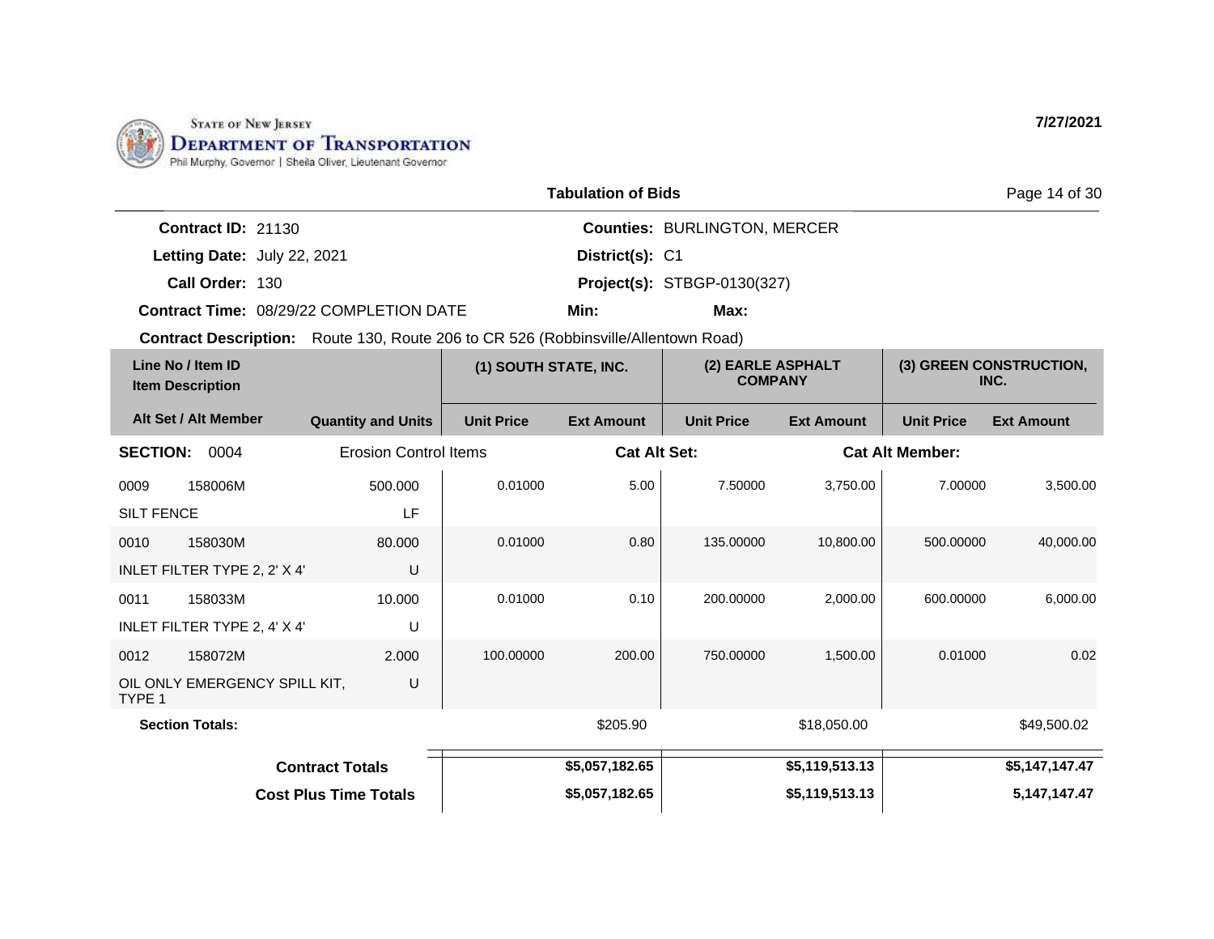STATE OF NEW JERSEY
DEPARTMENT OF TRANSPORTATION
Phil Murphy, Governor | Sheila Oliver, Lieutenant Governor

7/27/2021

## Tabulation of Bids

**Contract ID:** 21130
**Letting Date:** July 22, 2021
**Call Order:** 130
**Contract Time:** 08/29/22 COMPLETION DATE

**Counties:** BURLINGTON, MERCER
**District(s):** C1
**Project(s):** STBGP-0130(327)
**Min:** **Max:**

**Contract Description:** Route 130, Route 206 to CR 526 (Robbinsville/Allentown Road)

| Line No / Item ID / Item Description | | Quantity and Units | (1) SOUTH STATE, INC. Unit Price | (1) SOUTH STATE, INC. Ext Amount | (2) EARLE ASPHALT COMPANY Unit Price | (2) EARLE ASPHALT COMPANY Ext Amount | (3) GREEN CONSTRUCTION, INC. Unit Price | (3) GREEN CONSTRUCTION, INC. Ext Amount |
|---|---|---|---|---|---|---|---|---|
| **SECTION: 0004** | | Erosion Control Items | | Cat Alt Set: | | Cat Alt Member: | | |
| 0009 | 158006M | 500.000 | 0.01000 | 5.00 | 7.50000 | 3,750.00 | 7.00000 | 3,500.00 |
| SILT FENCE | | LF | | | | | | |
| 0010 | 158030M | 80.000 | 0.01000 | 0.80 | 135.00000 | 10,800.00 | 500.00000 | 40,000.00 |
| INLET FILTER TYPE 2, 2' X 4' | | U | | | | | | |
| 0011 | 158033M | 10.000 | 0.01000 | 0.10 | 200.00000 | 2,000.00 | 600.00000 | 6,000.00 |
| INLET FILTER TYPE 2, 4' X 4' | | U | | | | | | |
| 0012 | 158072M | 2.000 | 100.00000 | 200.00 | 750.00000 | 1,500.00 | 0.01000 | 0.02 |
| OIL ONLY EMERGENCY SPILL KIT, TYPE 1 | | U | | | | | | |
| **Section Totals:** | | | | $205.90 | | $18,050.00 | | $49,500.02 |
| **Contract Totals** | | | | **$5,057,182.65** | | **$5,119,513.13** | | **$5,147,147.47** |
| **Cost Plus Time Totals** | | | | **$5,057,182.65** | | **$5,119,513.13** | | **5,147,147.47** |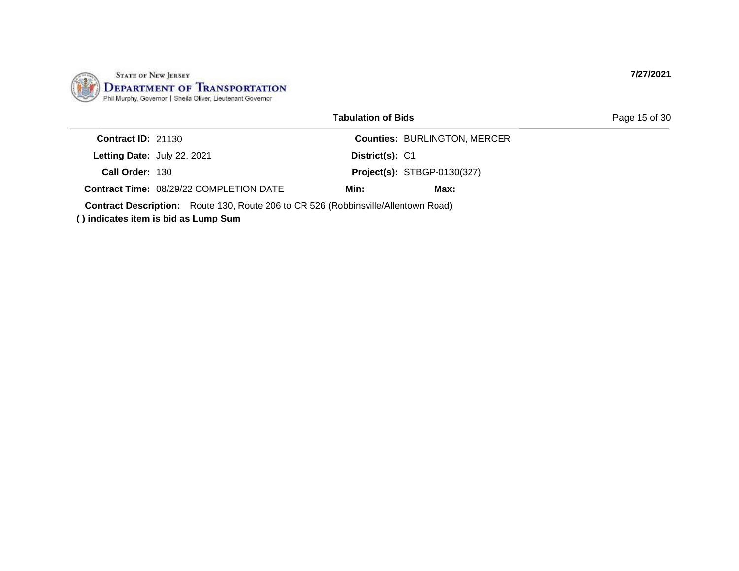**Tabulation of Bids**

| | | | |
|---|---|---|---|
| **Contract ID:** | 21130 | **Counties:** | BURLINGTON, MERCER |
| **Letting Date:** | July 22, 2021 | **District(s):** | C1 |
| **Call Order:** | 130 | **Project(s):** | STBGP-0130(327) |
| **Contract Time:** | 08/29/22 COMPLETION DATE | **Min:** | **Max:** |

**Contract Description:** Route 130, Route 206 to CR 526 (Robbinsville/Allentown Road)

**( ) indicates item is bid as Lump Sum**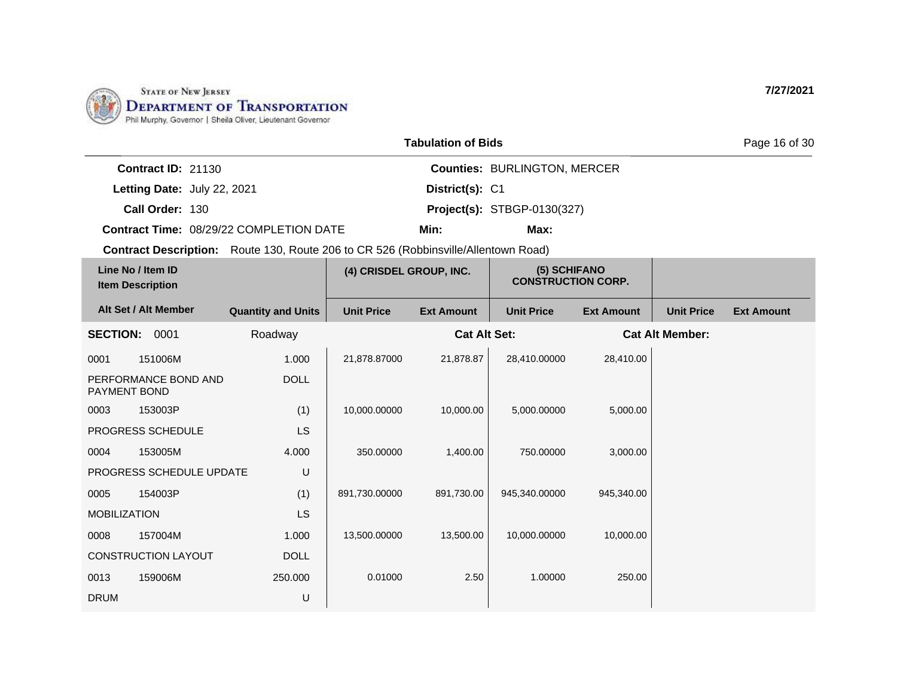STATE OF NEW JERSEY
DEPARTMENT OF TRANSPORTATION
Phil Murphy, Governor | Sheila Oliver, Lieutenant Governor

7/27/2021

## Tabulation of Bids

**Contract ID:** 21130
**Letting Date:** July 22, 2021
**Call Order:** 130
**Contract Time:** 08/29/22 COMPLETION DATE

**Counties:** BURLINGTON, MERCER
**District(s):** C1
**Project(s):** STBGP-0130(327)
**Min:**
**Max:**

**Contract Description:** Route 130, Route 206 to CR 526 (Robbinsville/Allentown Road)

| Line No / Item ID<br>Item Description | | | (4) CRISDEL GROUP, INC. | | (5) SCHIFANO CONSTRUCTION CORP. | | | |
|---|---|---|---|---|---|---|---|---|
| Alt Set / Alt Member | | Quantity and Units | Unit Price | Ext Amount | Unit Price | Ext Amount | Unit Price | Ext Amount |
| **SECTION:** 0001 | | Roadway | | **Cat Alt Set:** | | **Cat Alt Member:** | | |
| 0001 | 151006M | 1.000 | 21,878.87000 | 21,878.87 | 28,410.00000 | 28,410.00 | | |
| PERFORMANCE BOND AND PAYMENT BOND | | DOLL | | | | | | |
| 0003 | 153003P | (1) | 10,000.00000 | 10,000.00 | 5,000.00000 | 5,000.00 | | |
| PROGRESS SCHEDULE | | LS | | | | | | |
| 0004 | 153005M | 4.000 | 350.00000 | 1,400.00 | 750.00000 | 3,000.00 | | |
| PROGRESS SCHEDULE UPDATE | | U | | | | | | |
| 0005 | 154003P | (1) | 891,730.00000 | 891,730.00 | 945,340.00000 | 945,340.00 | | |
| MOBILIZATION | | LS | | | | | | |
| 0008 | 157004M | 1.000 | 13,500.00000 | 13,500.00 | 10,000.00000 | 10,000.00 | | |
| CONSTRUCTION LAYOUT | | DOLL | | | | | | |
| 0013 | 159006M | 250.000 | 0.01000 | 2.50 | 1.00000 | 250.00 | | |
| DRUM | | U | | | | | | |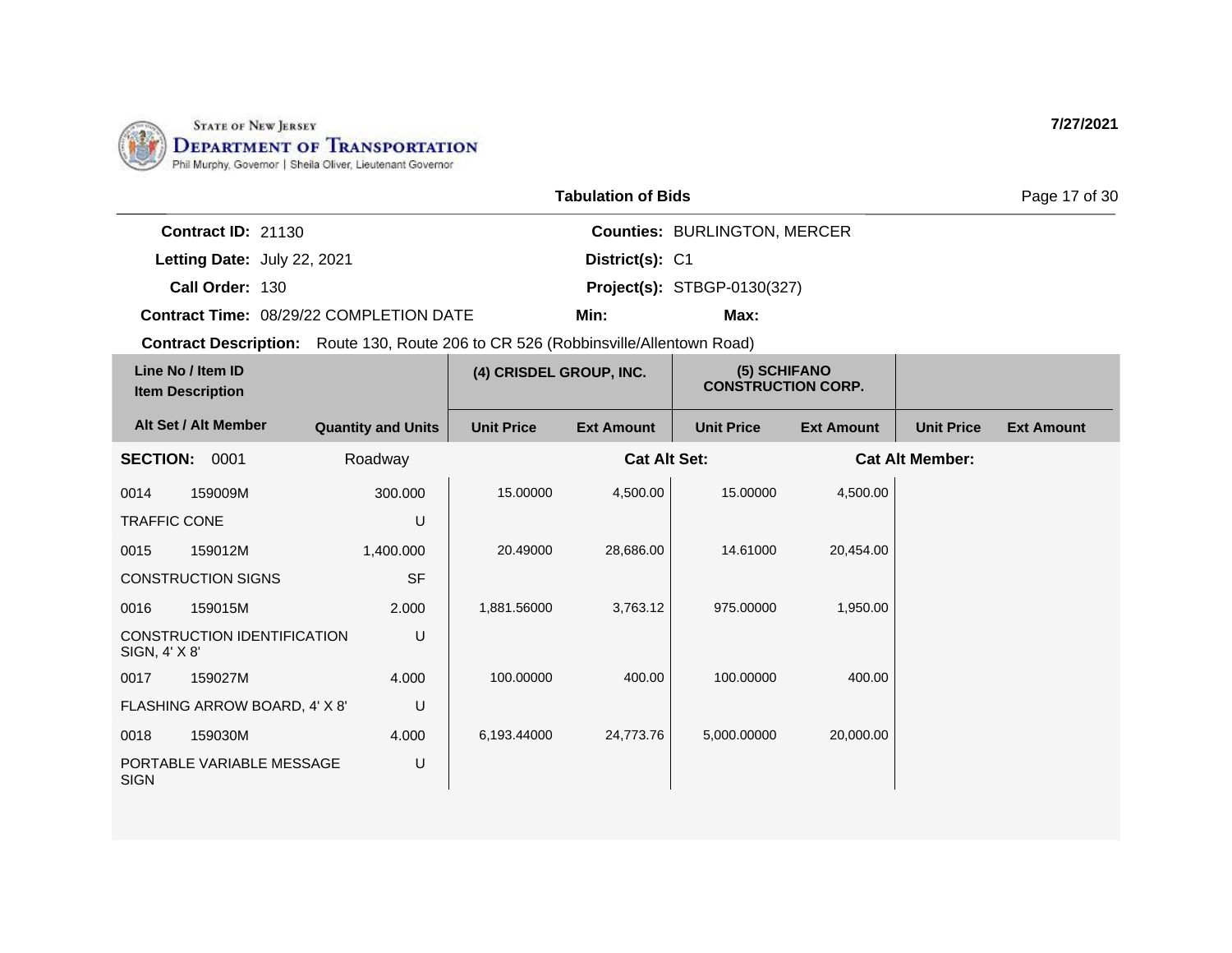STATE OF NEW JERSEY
**DEPARTMENT OF TRANSPORTATION**
Phil Murphy, Governor | Sheila Oliver, Lieutenant Governor

**7/27/2021**

## Tabulation of Bids

**Contract ID:** 21130
**Letting Date:** July 22, 2021
**Call Order:** 130
**Contract Time:** 08/29/22 COMPLETION DATE

**Counties:** BURLINGTON, MERCER
**District(s):** C1
**Project(s):** STBGP-0130(327)
**Min:**
**Max:**

**Contract Description:** Route 130, Route 206 to CR 526 (Robbinsville/Allentown Road)

| Line No / Item ID / Item Description | | Quantity and Units | (4) CRISDEL GROUP, INC. | | (5) SCHIFANO CONSTRUCTION CORP. | | | |
|---|---|---|---|---|---|---|---|---|
| Alt Set / Alt Member | | | Unit Price | Ext Amount | Unit Price | Ext Amount | Unit Price | Ext Amount |
| **SECTION:** 0001 | | Roadway | | **Cat Alt Set:** | | **Cat Alt Member:** | | |
| 0014 | 159009M | 300.000 | 15.00000 | 4,500.00 | 15.00000 | 4,500.00 | | |
| TRAFFIC CONE | | U | | | | | | |
| 0015 | 159012M | 1,400.000 | 20.49000 | 28,686.00 | 14.61000 | 20,454.00 | | |
| CONSTRUCTION SIGNS | | SF | | | | | | |
| 0016 | 159015M | 2.000 | 1,881.56000 | 3,763.12 | 975.00000 | 1,950.00 | | |
| CONSTRUCTION IDENTIFICATION SIGN, 4' X 8' | | U | | | | | | |
| 0017 | 159027M | 4.000 | 100.00000 | 400.00 | 100.00000 | 400.00 | | |
| FLASHING ARROW BOARD, 4' X 8' | | U | | | | | | |
| 0018 | 159030M | 4.000 | 6,193.44000 | 24,773.76 | 5,000.00000 | 20,000.00 | | |
| PORTABLE VARIABLE MESSAGE SIGN | | U | | | | | | |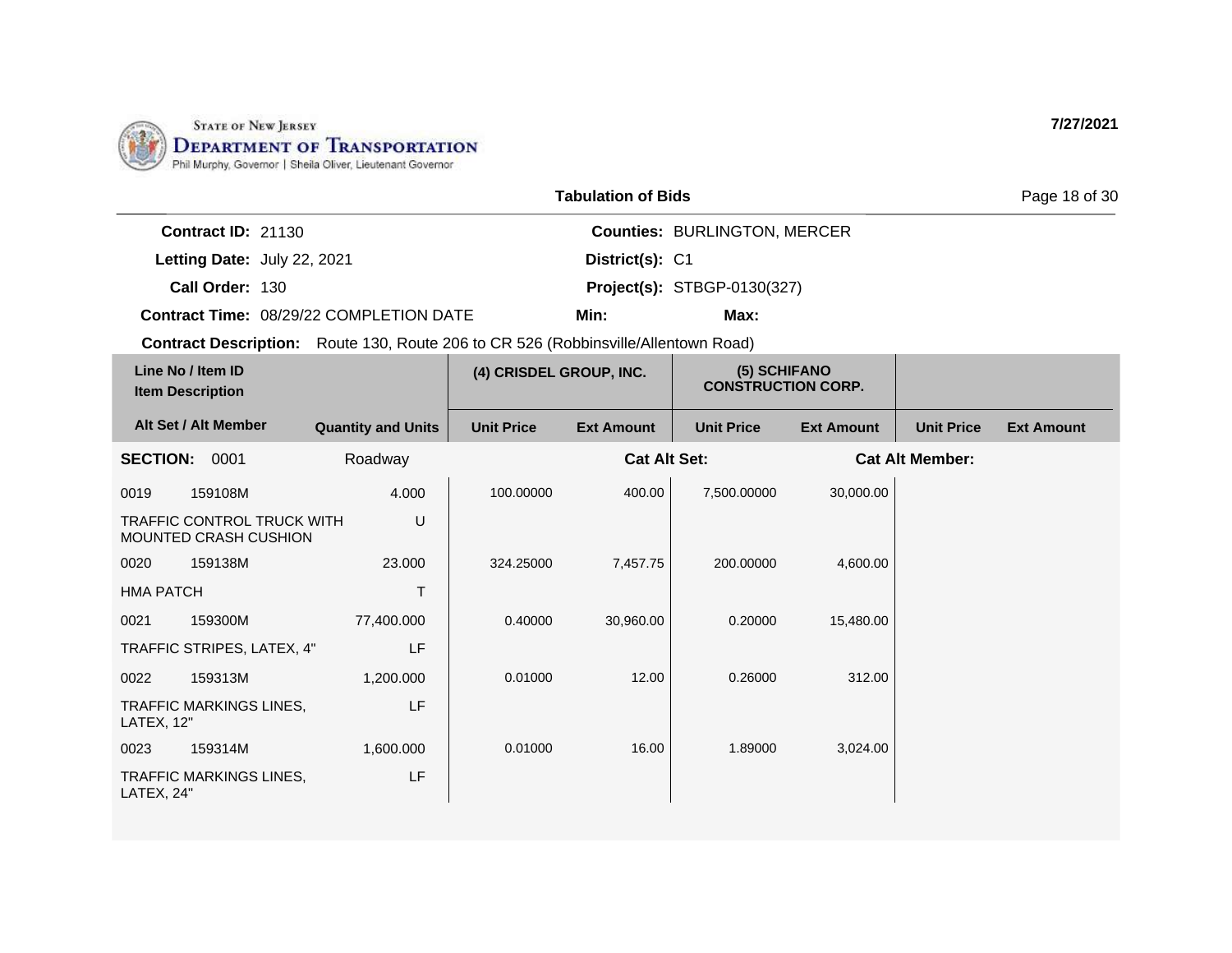STATE OF NEW JERSEY
DEPARTMENT OF TRANSPORTATION
Phil Murphy, Governor | Sheila Oliver, Lieutenant Governor

7/27/2021

## Tabulation of Bids

**Contract ID:** 21130
**Letting Date:** July 22, 2021
**Call Order:** 130
**Contract Time:** 08/29/22 COMPLETION DATE
**Counties:** BURLINGTON, MERCER
**District(s):** C1
**Project(s):** STBGP-0130(327)
**Min:**
**Max:**
**Contract Description:** Route 130, Route 206 to CR 526 (Robbinsville/Allentown Road)

| Line No / Item ID / Item Description | | (4) CRISDEL GROUP, INC. | | (5) SCHIFANO CONSTRUCTION CORP. | | | |
|---|---|---|---|---|---|---|---|
| Alt Set / Alt Member | Quantity and Units | Unit Price | Ext Amount | Unit Price | Ext Amount | Unit Price | Ext Amount |
| **SECTION:** 0001 | Roadway | | **Cat Alt Set:** | | **Cat Alt Member:** | | |
| 0019 159108M | 4.000 | 100.00000 | 400.00 | 7,500.00000 | 30,000.00 | | |
| TRAFFIC CONTROL TRUCK WITH MOUNTED CRASH CUSHION | U | | | | | | |
| 0020 159138M | 23.000 | 324.25000 | 7,457.75 | 200.00000 | 4,600.00 | | |
| HMA PATCH | T | | | | | | |
| 0021 159300M | 77,400.000 | 0.40000 | 30,960.00 | 0.20000 | 15,480.00 | | |
| TRAFFIC STRIPES, LATEX, 4" | LF | | | | | | |
| 0022 159313M | 1,200.000 | 0.01000 | 12.00 | 0.26000 | 312.00 | | |
| TRAFFIC MARKINGS LINES, LATEX, 12" | LF | | | | | | |
| 0023 159314M | 1,600.000 | 0.01000 | 16.00 | 1.89000 | 3,024.00 | | |
| TRAFFIC MARKINGS LINES, LATEX, 24" | LF | | | | | | |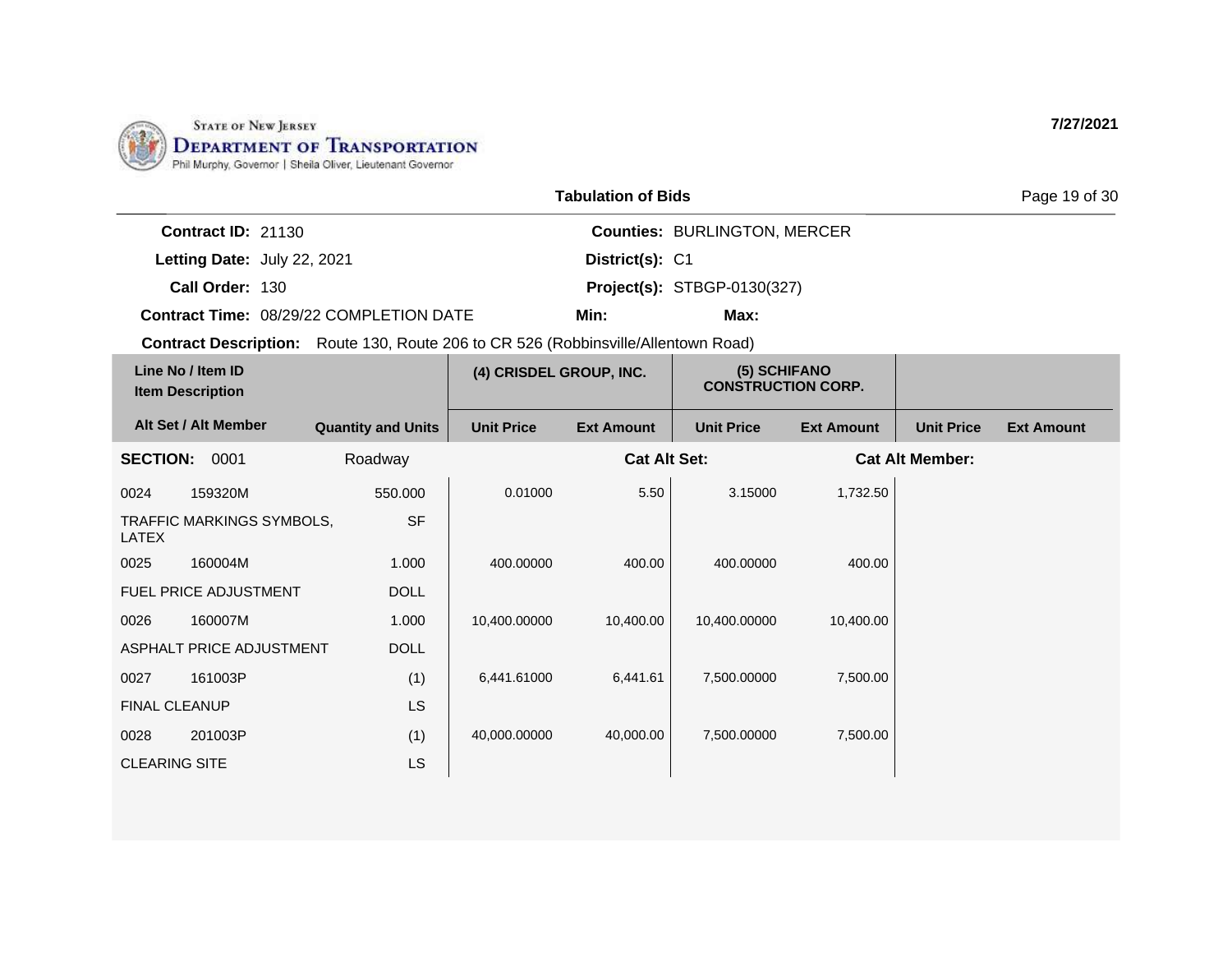STATE OF NEW JERSEY
DEPARTMENT OF TRANSPORTATION
Phil Murphy, Governor | Sheila Oliver, Lieutenant Governor

7/27/2021

**Tabulation of Bids**

**Contract ID:** 21130
**Letting Date:** July 22, 2021
**Call Order:** 130
**Contract Time:** 08/29/22 COMPLETION DATE

**Counties:** BURLINGTON, MERCER
**District(s):** C1
**Project(s):** STBGP-0130(327)
**Min:**
**Max:**

**Contract Description:** Route 130, Route 206 to CR 526 (Robbinsville/Allentown Road)

| Line No / Item ID / Item Description | Alt Set / Alt Member | Quantity and Units | (4) CRISDEL GROUP, INC. Unit Price | (4) CRISDEL GROUP, INC. Ext Amount | (5) SCHIFANO CONSTRUCTION CORP. Unit Price | (5) SCHIFANO CONSTRUCTION CORP. Ext Amount | Unit Price | Ext Amount |
|---|---|---|---|---|---|---|---|---|
| **SECTION: 0001** | | Roadway | | **Cat Alt Set:** | | **Cat Alt Member:** | | |
| 0024 159320M TRAFFIC MARKINGS SYMBOLS, LATEX | | 550.000 SF | 0.01000 | 5.50 | 3.15000 | 1,732.50 | | |
| 0025 160004M FUEL PRICE ADJUSTMENT | | 1.000 DOLL | 400.00000 | 400.00 | 400.00000 | 400.00 | | |
| 0026 160007M ASPHALT PRICE ADJUSTMENT | | 1.000 DOLL | 10,400.00000 | 10,400.00 | 10,400.00000 | 10,400.00 | | |
| 0027 161003P FINAL CLEANUP | | (1) LS | 6,441.61000 | 6,441.61 | 7,500.00000 | 7,500.00 | | |
| 0028 201003P CLEARING SITE | | (1) LS | 40,000.00000 | 40,000.00 | 7,500.00000 | 7,500.00 | | |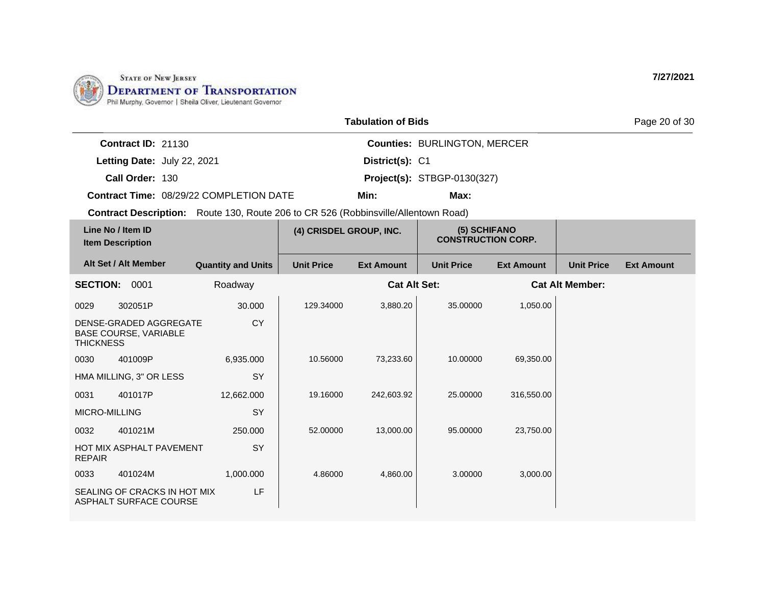State of New Jersey
**Department of Transportation**
Phil Murphy, Governor | Sheila Oliver, Lieutenant Governor

**7/27/2021**

**Tabulation of Bids**

**Contract ID:** 21130
**Letting Date:** July 22, 2021
**Call Order:** 130
**Contract Time:** 08/29/22 COMPLETION DATE

**Counties:** BURLINGTON, MERCER
**District(s):** C1
**Project(s):** STBGP-0130(327)
**Min:**
**Max:**

**Contract Description:** Route 130, Route 206 to CR 526 (Robbinsville/Allentown Road)

| Line No / Item ID | Item Description | Quantity and Units | (4) CRISDEL GROUP, INC. Unit Price | Ext Amount | (5) SCHIFANO CONSTRUCTION CORP. Unit Price | Ext Amount | Unit Price | Ext Amount |
|---|---|---|---|---|---|---|---|---|
| **SECTION: 0001** | | Roadway | | **Cat Alt Set:** | | **Cat Alt Member:** | | |
| 0029 302051P | DENSE-GRADED AGGREGATE BASE COURSE, VARIABLE THICKNESS | 30.000 CY | 129.34000 | 3,880.20 | 35.00000 | 1,050.00 | | |
| 0030 401009P | HMA MILLING, 3" OR LESS | 6,935.000 SY | 10.56000 | 73,233.60 | 10.00000 | 69,350.00 | | |
| 0031 401017P | MICRO-MILLING | 12,662.000 SY | 19.16000 | 242,603.92 | 25.00000 | 316,550.00 | | |
| 0032 401021M | HOT MIX ASPHALT PAVEMENT REPAIR | 250.000 SY | 52.00000 | 13,000.00 | 95.00000 | 23,750.00 | | |
| 0033 401024M | SEALING OF CRACKS IN HOT MIX ASPHALT SURFACE COURSE | 1,000.000 LF | 4.86000 | 4,860.00 | 3.00000 | 3,000.00 | | |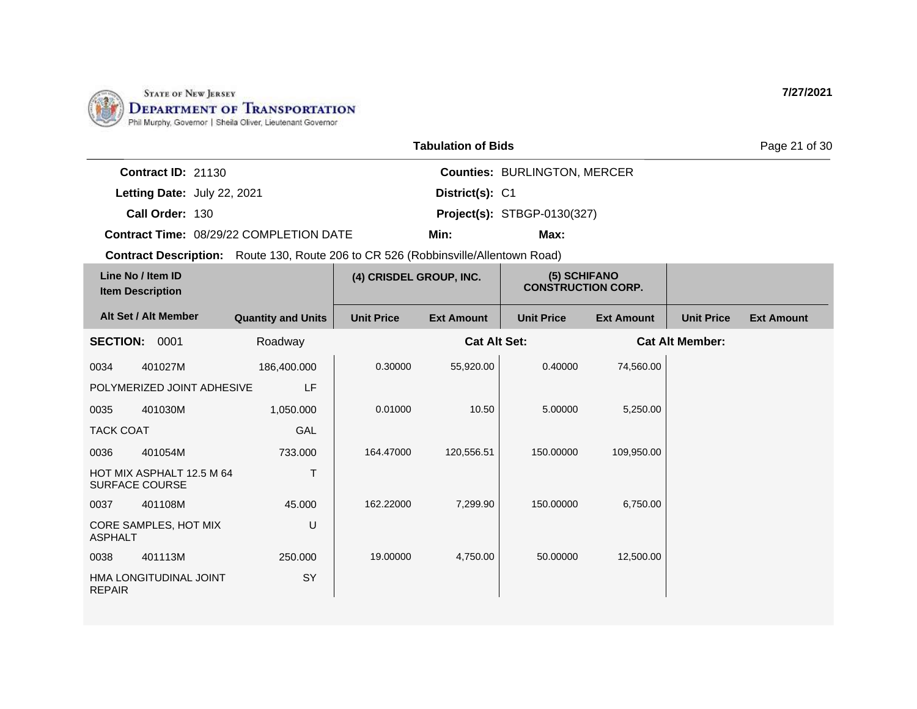STATE OF NEW JERSEY
DEPARTMENT OF TRANSPORTATION
Phil Murphy, Governor | Sheila Oliver, Lieutenant Governor

7/27/2021

## Tabulation of Bids

**Contract ID:** 21130
**Letting Date:** July 22, 2021
**Call Order:** 130
**Contract Time:** 08/29/22 COMPLETION DATE
**Counties:** BURLINGTON, MERCER
**District(s):** C1
**Project(s):** STBGP-0130(327)
**Min:**
**Max:**
**Contract Description:** Route 130, Route 206 to CR 526 (Robbinsville/Allentown Road)

| Line No / Item ID / Item Description | | Quantity and Units | (4) CRISDEL GROUP, INC. | | (5) SCHIFANO CONSTRUCTION CORP. | | | |
|---|---|---|---|---|---|---|---|---|
| Alt Set / Alt Member | | | Unit Price | Ext Amount | Unit Price | Ext Amount | Unit Price | Ext Amount |
| **SECTION:** 0001 | | Roadway | | **Cat Alt Set:** | | **Cat Alt Member:** | | |
| 0034 | 401027M | 186,400.000 | 0.30000 | 55,920.00 | 0.40000 | 74,560.00 | | |
| POLYMERIZED JOINT ADHESIVE | | LF | | | | | | |
| 0035 | 401030M | 1,050.000 | 0.01000 | 10.50 | 5.00000 | 5,250.00 | | |
| TACK COAT | | GAL | | | | | | |
| 0036 | 401054M | 733.000 | 164.47000 | 120,556.51 | 150.00000 | 109,950.00 | | |
| HOT MIX ASPHALT 12.5 M 64 SURFACE COURSE | | T | | | | | | |
| 0037 | 401108M | 45.000 | 162.22000 | 7,299.90 | 150.00000 | 6,750.00 | | |
| CORE SAMPLES, HOT MIX ASPHALT | | U | | | | | | |
| 0038 | 401113M | 250.000 | 19.00000 | 4,750.00 | 50.00000 | 12,500.00 | | |
| HMA LONGITUDINAL JOINT REPAIR | | SY | | | | | | |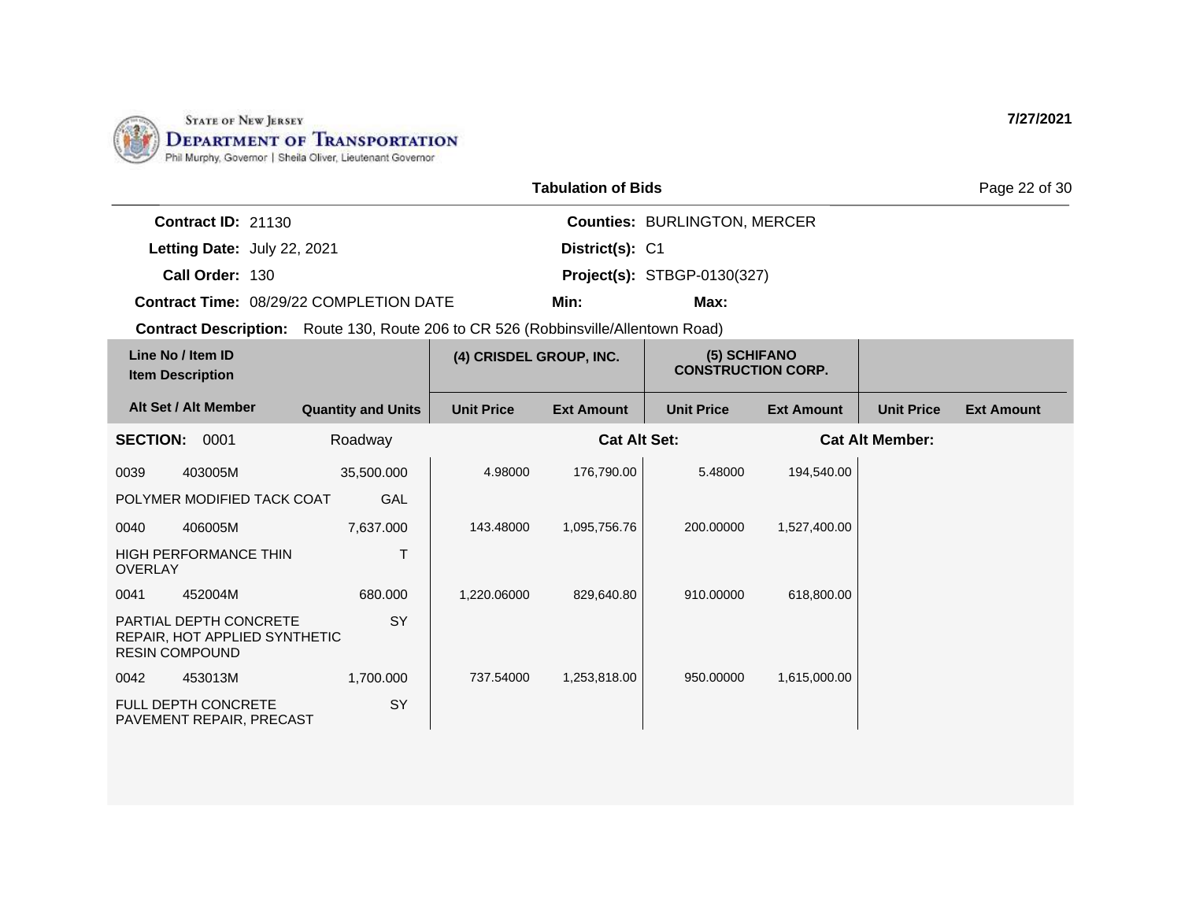STATE OF NEW JERSEY
DEPARTMENT OF TRANSPORTATION
Phil Murphy, Governor | Sheila Oliver, Lieutenant Governor

7/27/2021

## Tabulation of Bids

**Contract ID:** 21130 | **Counties:** BURLINGTON, MERCER
**Letting Date:** July 22, 2021 | **District(s):** C1
**Call Order:** 130 | **Project(s):** STBGP-0130(327)
**Contract Time:** 08/29/22 COMPLETION DATE | **Min:** | **Max:**

**Contract Description:** Route 130, Route 206 to CR 526 (Robbinsville/Allentown Road)

| Line No / Item ID / Item Description | Alt Set / Alt Member | Quantity and Units | (4) CRISDEL GROUP, INC. | | (5) SCHIFANO CONSTRUCTION CORP. | | | |
|---|---|---|---|---|---|---|---|---|
| | | | Unit Price | Ext Amount | Unit Price | Ext Amount | Unit Price | Ext Amount |
| **SECTION: 0001** | | Roadway | | Cat Alt Set: | | Cat Alt Member: | | |
| 0039 403005M POLYMER MODIFIED TACK COAT | | 35,500.000 GAL | 4.98000 | 176,790.00 | 5.48000 | 194,540.00 | | |
| 0040 406005M HIGH PERFORMANCE THIN OVERLAY | | 7,637.000 T | 143.48000 | 1,095,756.76 | 200.00000 | 1,527,400.00 | | |
| 0041 452004M PARTIAL DEPTH CONCRETE REPAIR, HOT APPLIED SYNTHETIC RESIN COMPOUND | | 680.000 SY | 1,220.06000 | 829,640.80 | 910.00000 | 618,800.00 | | |
| 0042 453013M FULL DEPTH CONCRETE PAVEMENT REPAIR, PRECAST | | 1,700.000 SY | 737.54000 | 1,253,818.00 | 950.00000 | 1,615,000.00 | | |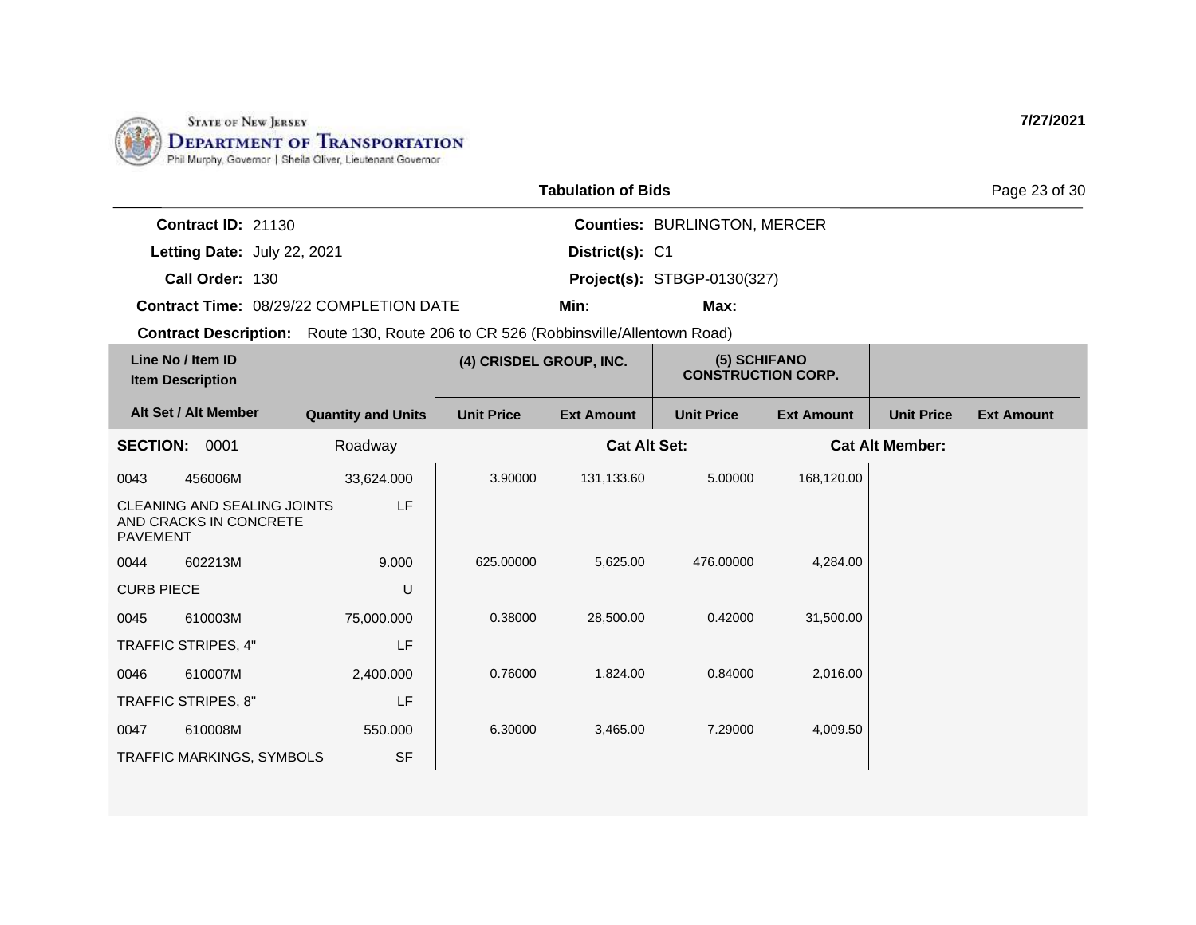STATE OF NEW JERSEY
DEPARTMENT OF TRANSPORTATION
Phil Murphy, Governor | Sheila Oliver, Lieutenant Governor

7/27/2021

**Tabulation of Bids**

**Contract ID:** 21130
**Letting Date:** July 22, 2021
**Call Order:** 130
**Contract Time:** 08/29/22 COMPLETION DATE

**Counties:** BURLINGTON, MERCER
**District(s):** C1
**Project(s):** STBGP-0130(327)
**Min:**
**Max:**

**Contract Description:** Route 130, Route 206 to CR 526 (Robbinsville/Allentown Road)

| Line No / Item ID / Item Description | | Quantity and Units | (4) CRISDEL GROUP, INC. | | (5) SCHIFANO CONSTRUCTION CORP. | | | |
|---|---|---|---|---|---|---|---|---|
| Alt Set / Alt Member | | | Unit Price | Ext Amount | Unit Price | Ext Amount | Unit Price | Ext Amount |
| **SECTION: 0001** | | Roadway | | **Cat Alt Set:** | | **Cat Alt Member:** | | |
| 0043 | 456006M | 33,624.000 | 3.90000 | 131,133.60 | 5.00000 | 168,120.00 | | |
| CLEANING AND SEALING JOINTS AND CRACKS IN CONCRETE PAVEMENT | | LF | | | | | | |
| 0044 | 602213M | 9.000 | 625.00000 | 5,625.00 | 476.00000 | 4,284.00 | | |
| CURB PIECE | | U | | | | | | |
| 0045 | 610003M | 75,000.000 | 0.38000 | 28,500.00 | 0.42000 | 31,500.00 | | |
| TRAFFIC STRIPES, 4" | | LF | | | | | | |
| 0046 | 610007M | 2,400.000 | 0.76000 | 1,824.00 | 0.84000 | 2,016.00 | | |
| TRAFFIC STRIPES, 8" | | LF | | | | | | |
| 0047 | 610008M | 550.000 | 6.30000 | 3,465.00 | 7.29000 | 4,009.50 | | |
| TRAFFIC MARKINGS, SYMBOLS | | SF | | | | | | |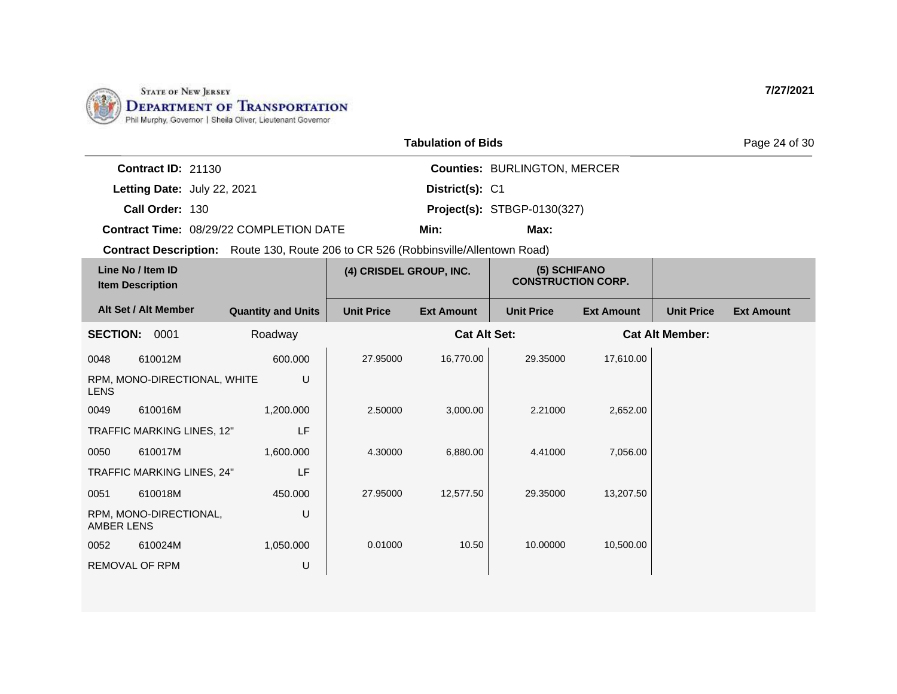STATE OF NEW JERSEY
DEPARTMENT OF TRANSPORTATION
Phil Murphy, Governor | Sheila Oliver, Lieutenant Governor

7/27/2021

**Tabulation of Bids**

**Contract ID:** 21130
**Letting Date:** July 22, 2021
**Call Order:** 130
**Contract Time:** 08/29/22 COMPLETION DATE

**Counties:** BURLINGTON, MERCER
**District(s):** C1
**Project(s):** STBGP-0130(327)
**Min:** **Max:**

**Contract Description:** Route 130, Route 206 to CR 526 (Robbinsville/Allentown Road)

| Line No / Item ID / Item Description | | | (4) CRISDEL GROUP, INC. | | (5) SCHIFANO CONSTRUCTION CORP. | | | |
|---|---|---|---|---|---|---|---|---|
| Alt Set / Alt Member | | Quantity and Units | Unit Price | Ext Amount | Unit Price | Ext Amount | Unit Price | Ext Amount |
| **SECTION:** 0001 | | Roadway | | **Cat Alt Set:** | | **Cat Alt Member:** | | |
| 0048 | 610012M | 600.000 | 27.95000 | 16,770.00 | 29.35000 | 17,610.00 | | |
| RPM, MONO-DIRECTIONAL, WHITE LENS | | U | | | | | | |
| 0049 | 610016M | 1,200.000 | 2.50000 | 3,000.00 | 2.21000 | 2,652.00 | | |
| TRAFFIC MARKING LINES, 12" | | LF | | | | | | |
| 0050 | 610017M | 1,600.000 | 4.30000 | 6,880.00 | 4.41000 | 7,056.00 | | |
| TRAFFIC MARKING LINES, 24" | | LF | | | | | | |
| 0051 | 610018M | 450.000 | 27.95000 | 12,577.50 | 29.35000 | 13,207.50 | | |
| RPM, MONO-DIRECTIONAL, AMBER LENS | | U | | | | | | |
| 0052 | 610024M | 1,050.000 | 0.01000 | 10.50 | 10.00000 | 10,500.00 | | |
| REMOVAL OF RPM | | U | | | | | | |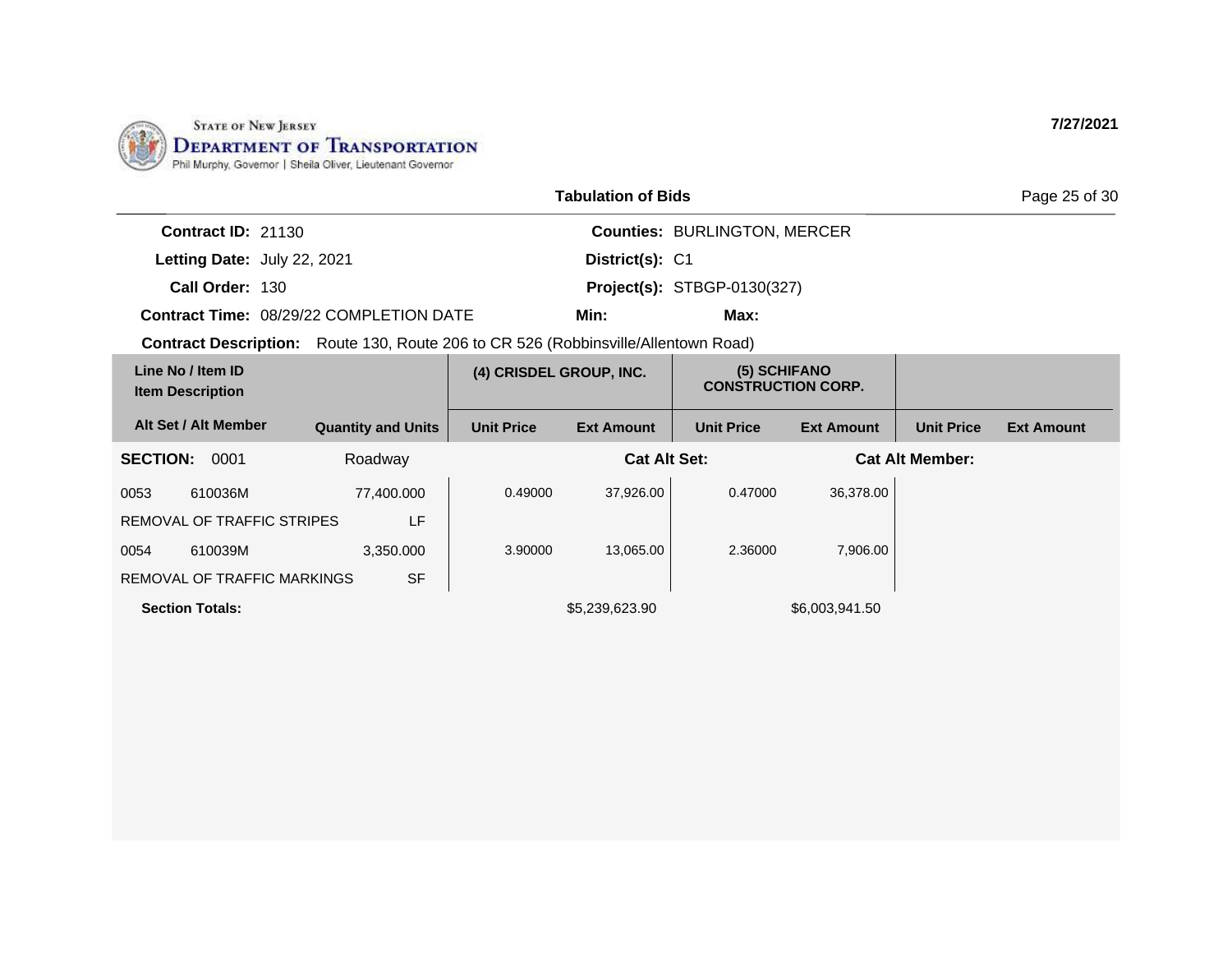STATE OF NEW JERSEY
DEPARTMENT OF TRANSPORTATION
Phil Murphy, Governor | Sheila Oliver, Lieutenant Governor

7/27/2021

## Tabulation of Bids

**Contract ID:** 21130
**Letting Date:** July 22, 2021
**Call Order:** 130
**Contract Time:** 08/29/22 COMPLETION DATE
**Counties:** BURLINGTON, MERCER
**District(s):** C1
**Project(s):** STBGP-0130(327)
**Min:**
**Max:**

**Contract Description:** Route 130, Route 206 to CR 526 (Robbinsville/Allentown Road)

| Line No / Item ID / Item Description | | Quantity and Units | (4) CRISDEL GROUP, INC. | | (5) SCHIFANO CONSTRUCTION CORP. | | | |
|---|---|---|---|---|---|---|---|---|
| Alt Set / Alt Member | | | Unit Price | Ext Amount | Unit Price | Ext Amount | Unit Price | Ext Amount |
| **SECTION: 0001** | | Roadway | | **Cat Alt Set:** | | | **Cat Alt Member:** | |
| 0053 | 610036M | 77,400.000 | 0.49000 | 37,926.00 | 0.47000 | 36,378.00 | | |
| REMOVAL OF TRAFFIC STRIPES | | LF | | | | | | |
| 0054 | 610039M | 3,350.000 | 3.90000 | 13,065.00 | 2.36000 | 7,906.00 | | |
| REMOVAL OF TRAFFIC MARKINGS | | SF | | | | | | |
| **Section Totals:** | | | | $5,239,623.90 | | $6,003,941.50 | | |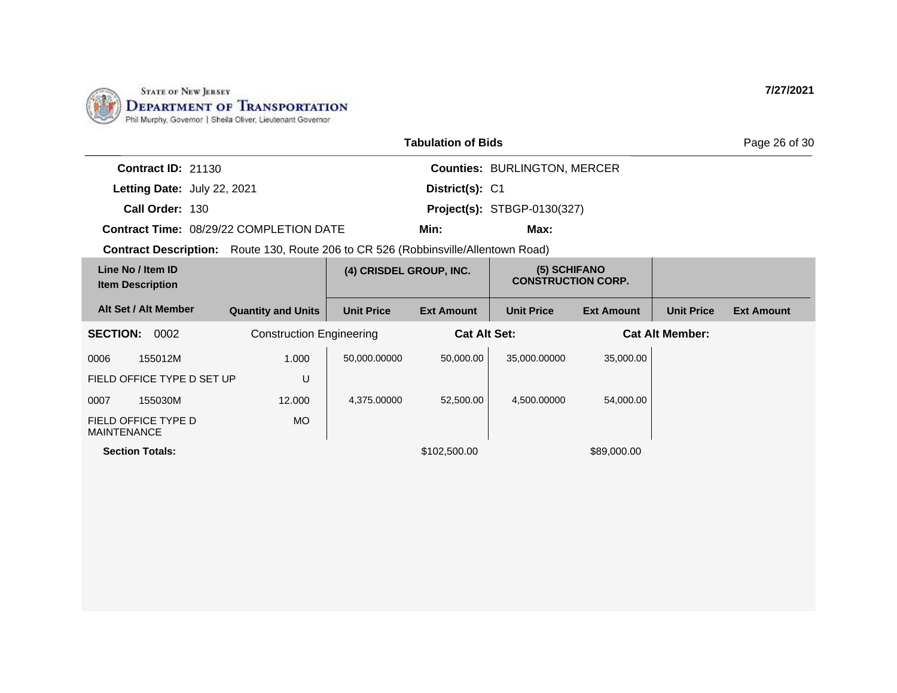STATE OF NEW JERSEY
DEPARTMENT OF TRANSPORTATION
Phil Murphy, Governor | Sheila Oliver, Lieutenant Governor

7/27/2021

## Tabulation of Bids

**Contract ID:** 21130
**Letting Date:** July 22, 2021
**Call Order:** 130
**Contract Time:** 08/29/22 COMPLETION DATE
**Counties:** BURLINGTON, MERCER
**District(s):** C1
**Project(s):** STBGP-0130(327)
**Min:**
**Max:**
**Contract Description:** Route 130, Route 206 to CR 526 (Robbinsville/Allentown Road)

| Line No / Item ID / Item Description | | | (4) CRISDEL GROUP, INC. | | (5) SCHIFANO CONSTRUCTION CORP. | | | |
|---|---|---|---|---|---|---|---|---|
| **Alt Set / Alt Member** | | **Quantity and Units** | **Unit Price** | **Ext Amount** | **Unit Price** | **Ext Amount** | **Unit Price** | **Ext Amount** |
| **SECTION: 0002** | | Construction Engineering | | **Cat Alt Set:** | | **Cat Alt Member:** | | |
| 0006 | 155012M | 1.000 | 50,000.00000 | 50,000.00 | 35,000.00000 | 35,000.00 | | |
| FIELD OFFICE TYPE D SET UP | | U | | | | | | |
| 0007 | 155030M | 12.000 | 4,375.00000 | 52,500.00 | 4,500.00000 | 54,000.00 | | |
| FIELD OFFICE TYPE D MAINTENANCE | | MO | | | | | | |
| **Section Totals:** | | | | $102,500.00 | | $89,000.00 | | |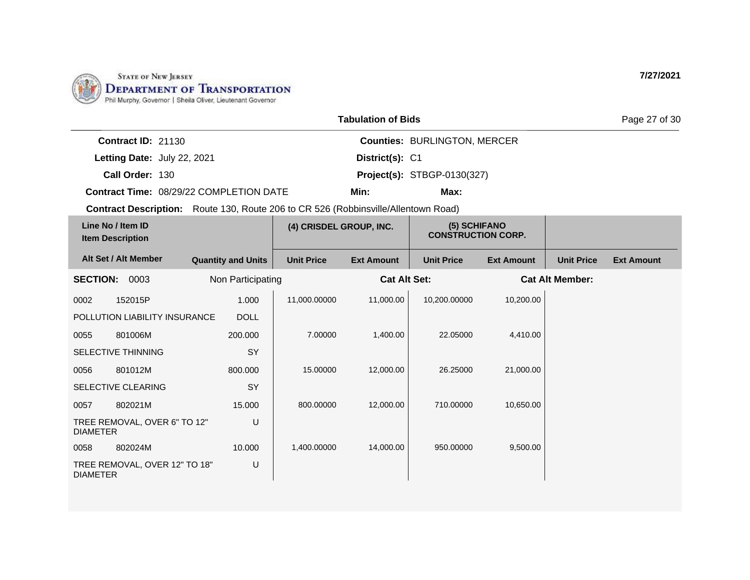STATE OF NEW JERSEY
**DEPARTMENT OF TRANSPORTATION**
Phil Murphy, Governor | Sheila Oliver, Lieutenant Governor

**7/27/2021**

**Tabulation of Bids**

**Contract ID:** 21130
**Letting Date:** July 22, 2021
**Call Order:** 130
**Contract Time:** 08/29/22 COMPLETION DATE

**Counties:** BURLINGTON, MERCER
**District(s):** C1
**Project(s):** STBGP-0130(327)
**Min:** **Max:**

**Contract Description:** Route 130, Route 206 to CR 526 (Robbinsville/Allentown Road)

| Line No / Item ID / Item Description | | Quantity and Units | (4) CRISDEL GROUP, INC. | | (5) SCHIFANO CONSTRUCTION CORP. | | | |
|---|---|---|---|---|---|---|---|---|
| Alt Set / Alt Member | | | Unit Price | Ext Amount | Unit Price | Ext Amount | Unit Price | Ext Amount |
| **SECTION:** 0003 | | Non Participating | | **Cat Alt Set:** | | **Cat Alt Member:** | | |
| 0002 | 152015P | 1.000 | 11,000.00000 | 11,000.00 | 10,200.00000 | 10,200.00 | | |
| POLLUTION LIABILITY INSURANCE | | DOLL | | | | | | |
| 0055 | 801006M | 200.000 | 7.00000 | 1,400.00 | 22.05000 | 4,410.00 | | |
| SELECTIVE THINNING | | SY | | | | | | |
| 0056 | 801012M | 800.000 | 15.00000 | 12,000.00 | 26.25000 | 21,000.00 | | |
| SELECTIVE CLEARING | | SY | | | | | | |
| 0057 | 802021M | 15.000 | 800.00000 | 12,000.00 | 710.00000 | 10,650.00 | | |
| TREE REMOVAL, OVER 6" TO 12" DIAMETER | | U | | | | | | |
| 0058 | 802024M | 10.000 | 1,400.00000 | 14,000.00 | 950.00000 | 9,500.00 | | |
| TREE REMOVAL, OVER 12" TO 18" DIAMETER | | U | | | | | | |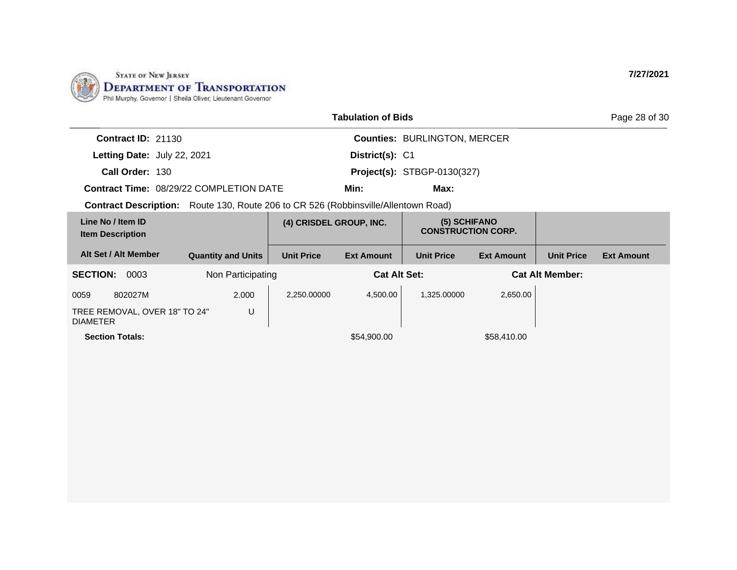STATE OF NEW JERSEY
DEPARTMENT OF TRANSPORTATION
Phil Murphy, Governor | Sheila Oliver, Lieutenant Governor

7/27/2021

## Tabulation of Bids

**Contract ID:** 21130
**Letting Date:** July 22, 2021
**Call Order:** 130
**Contract Time:** 08/29/22 COMPLETION DATE

**Counties:** BURLINGTON, MERCER
**District(s):** C1
**Project(s):** STBGP-0130(327)
**Min:**
**Max:**

**Contract Description:** Route 130, Route 206 to CR 526 (Robbinsville/Allentown Road)

| Line No / Item ID / Item Description | | (4) CRISDEL GROUP, INC. | | (5) SCHIFANO CONSTRUCTION CORP. | | | |
|---|---|---|---|---|---|---|---|
| Alt Set / Alt Member | Quantity and Units | Unit Price | Ext Amount | Unit Price | Ext Amount | Unit Price | Ext Amount |
| **SECTION:** 0003 | Non Participating | | **Cat Alt Set:** | | | **Cat Alt Member:** | |
| 0059 802027M TREE REMOVAL, OVER 18" TO 24" DIAMETER | 2.000 U | 2,250.00000 | 4,500.00 | 1,325.00000 | 2,650.00 | | |
| **Section Totals:** | | | $54,900.00 | | $58,410.00 | | |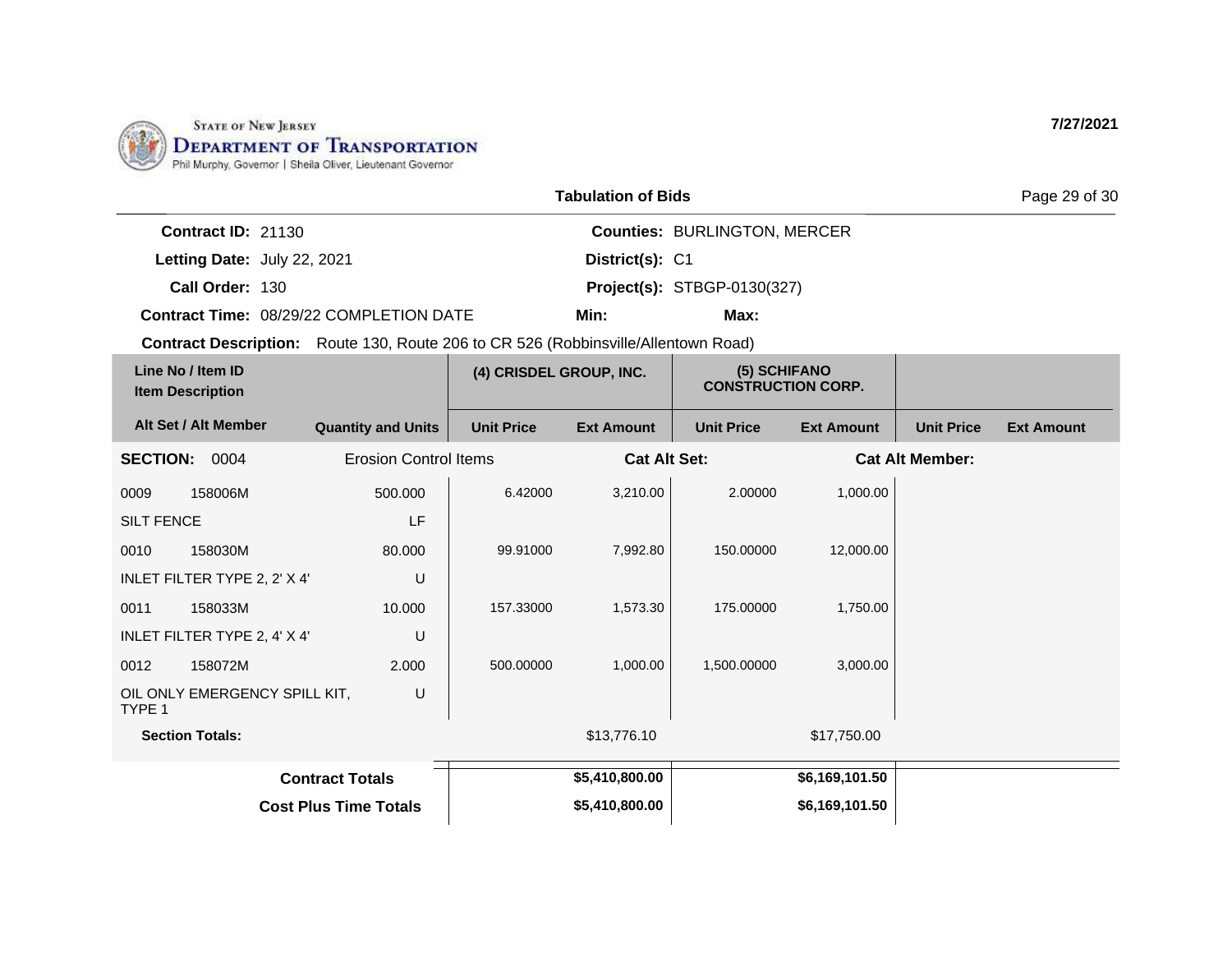State of New Jersey
**Department of Transportation**
Phil Murphy, Governor | Sheila Oliver, Lieutenant Governor

**7/27/2021**

**Tabulation of Bids**

**Contract ID:** 21130 | **Counties:** BURLINGTON, MERCER
**Letting Date:** July 22, 2021 | **District(s):** C1
**Call Order:** 130 | **Project(s):** STBGP-0130(327)
**Contract Time:** 08/29/22 COMPLETION DATE | **Min:** | **Max:**

**Contract Description:** Route 130, Route 206 to CR 526 (Robbinsville/Allentown Road)

| Line No / Item ID / Item Description | | Quantity and Units | (4) CRISDEL GROUP, INC. | | (5) SCHIFANO CONSTRUCTION CORP. | | | |
|---|---|---|---|---|---|---|---|---|
| Alt Set / Alt Member | | | Unit Price | Ext Amount | Unit Price | Ext Amount | Unit Price | Ext Amount |
| **SECTION:** 0004 | | Erosion Control Items | | **Cat Alt Set:** | | **Cat Alt Member:** | | |
| 0009 | 158006M | 500.000 | 6.42000 | 3,210.00 | 2.00000 | 1,000.00 | | |
| SILT FENCE | | LF | | | | | | |
| 0010 | 158030M | 80.000 | 99.91000 | 7,992.80 | 150.00000 | 12,000.00 | | |
| INLET FILTER TYPE 2, 2' X 4' | | U | | | | | | |
| 0011 | 158033M | 10.000 | 157.33000 | 1,573.30 | 175.00000 | 1,750.00 | | |
| INLET FILTER TYPE 2, 4' X 4' | | U | | | | | | |
| 0012 | 158072M | 2.000 | 500.00000 | 1,000.00 | 1,500.00000 | 3,000.00 | | |
| OIL ONLY EMERGENCY SPILL KIT, TYPE 1 | | U | | | | | | |
| **Section Totals:** | | | | $13,776.10 | | $17,750.00 | | |
| **Contract Totals** | | | | **$5,410,800.00** | | **$6,169,101.50** | | |
| **Cost Plus Time Totals** | | | | **$5,410,800.00** | | **$6,169,101.50** | | |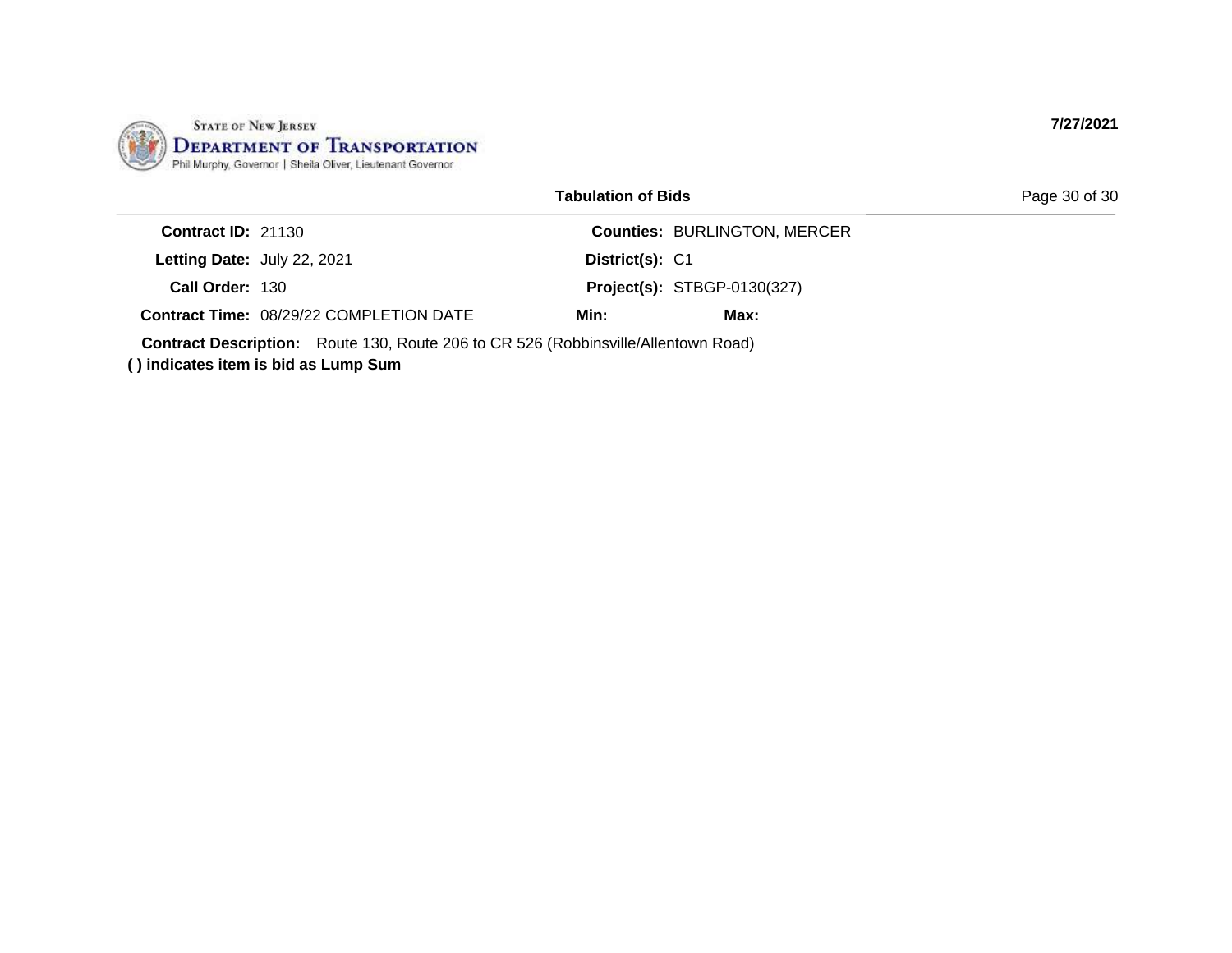STATE OF NEW JERSEY
**DEPARTMENT OF TRANSPORTATION**
Phil Murphy, Governor | Sheila Oliver, Lieutenant Governor

**7/27/2021**

## Tabulation of Bids

| | | | |
|---|---|---|---|
| **Contract ID:** | 21130 | **Counties:** | BURLINGTON, MERCER |
| **Letting Date:** | July 22, 2021 | **District(s):** | C1 |
| **Call Order:** | 130 | **Project(s):** | STBGP-0130(327) |
| **Contract Time:** | 08/29/22 COMPLETION DATE | **Min:** | **Max:** |

**Contract Description:** Route 130, Route 206 to CR 526 (Robbinsville/Allentown Road)

**( ) indicates item is bid as Lump Sum**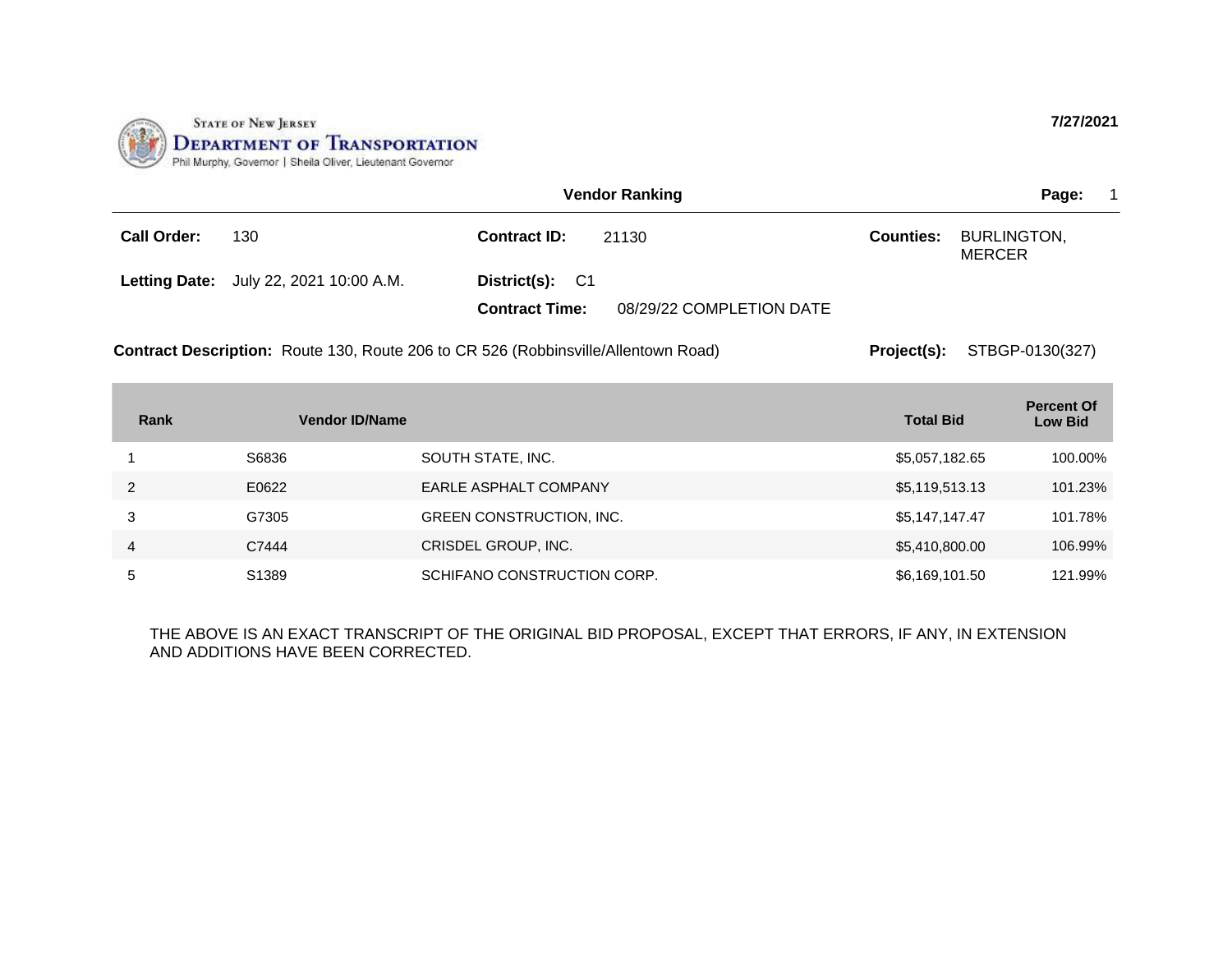STATE OF NEW JERSEY
DEPARTMENT OF TRANSPORTATION
Phil Murphy, Governor | Sheila Oliver, Lieutenant Governor

7/27/2021

## Vendor Ranking

**Call Order:** 130

**Contract ID:** 21130

**Counties:** BURLINGTON, MERCER

**Letting Date:** July 22, 2021 10:00 A.M.

**District(s):** C1

**Contract Time:** 08/29/22 COMPLETION DATE

**Contract Description:** Route 130, Route 206 to CR 526 (Robbinsville/Allentown Road)

**Project(s):** STBGP-0130(327)

| Rank | Vendor ID/Name | | Total Bid | Percent Of Low Bid |
|---|---|---|---|---|
| 1 | S6836 | SOUTH STATE, INC. | $5,057,182.65 | 100.00% |
| 2 | E0622 | EARLE ASPHALT COMPANY | $5,119,513.13 | 101.23% |
| 3 | G7305 | GREEN CONSTRUCTION, INC. | $5,147,147.47 | 101.78% |
| 4 | C7444 | CRISDEL GROUP, INC. | $5,410,800.00 | 106.99% |
| 5 | S1389 | SCHIFANO CONSTRUCTION CORP. | $6,169,101.50 | 121.99% |

THE ABOVE IS AN EXACT TRANSCRIPT OF THE ORIGINAL BID PROPOSAL, EXCEPT THAT ERRORS, IF ANY, IN EXTENSION AND ADDITIONS HAVE BEEN CORRECTED.